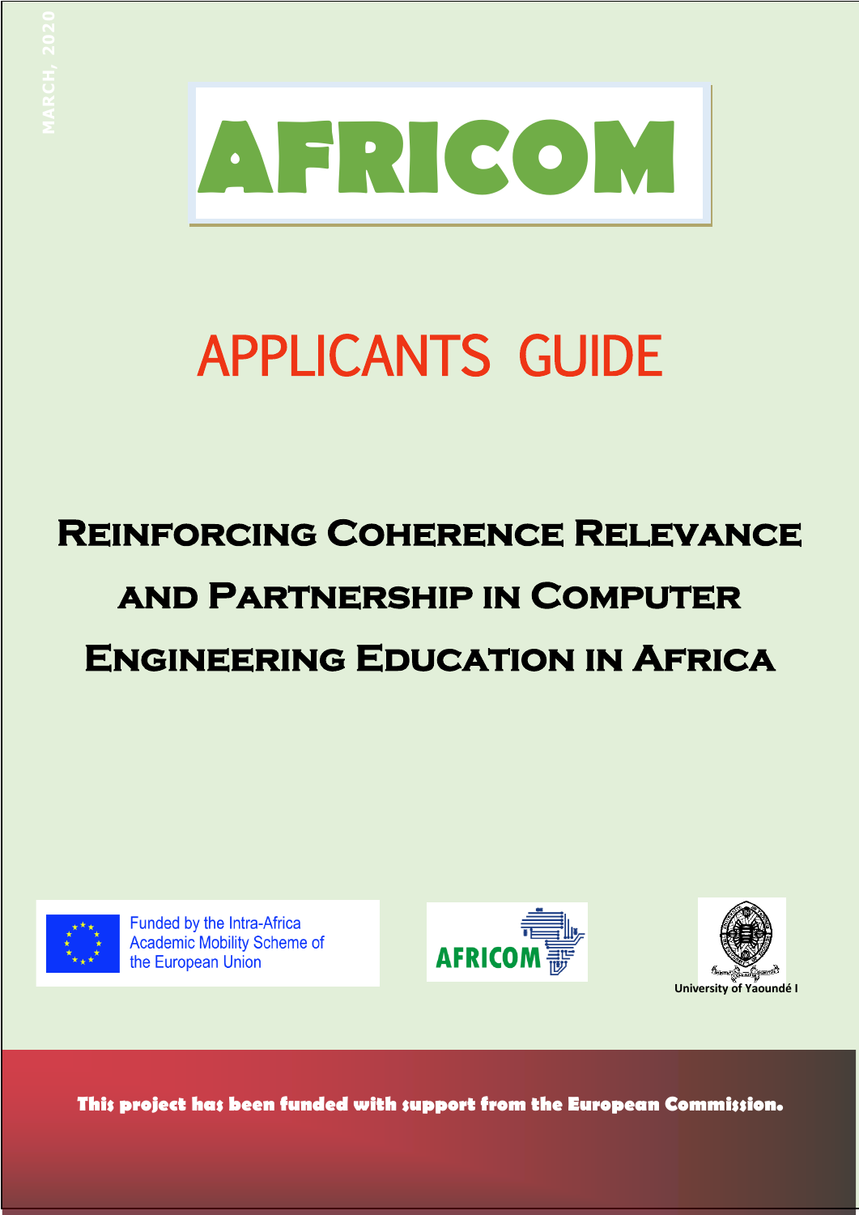MARCH, 2020

# AFRICOM

# APPLICANTS GUIDE

## Reinforcing Coherence Relevance and Partnership in Computer Engineering Education in Africa

Funded by the Intra-Africa Academic Mobility Scheme of the European Union

AFRICOM

University of Yaoundé I

**This project has been funded with support from the European Commission.**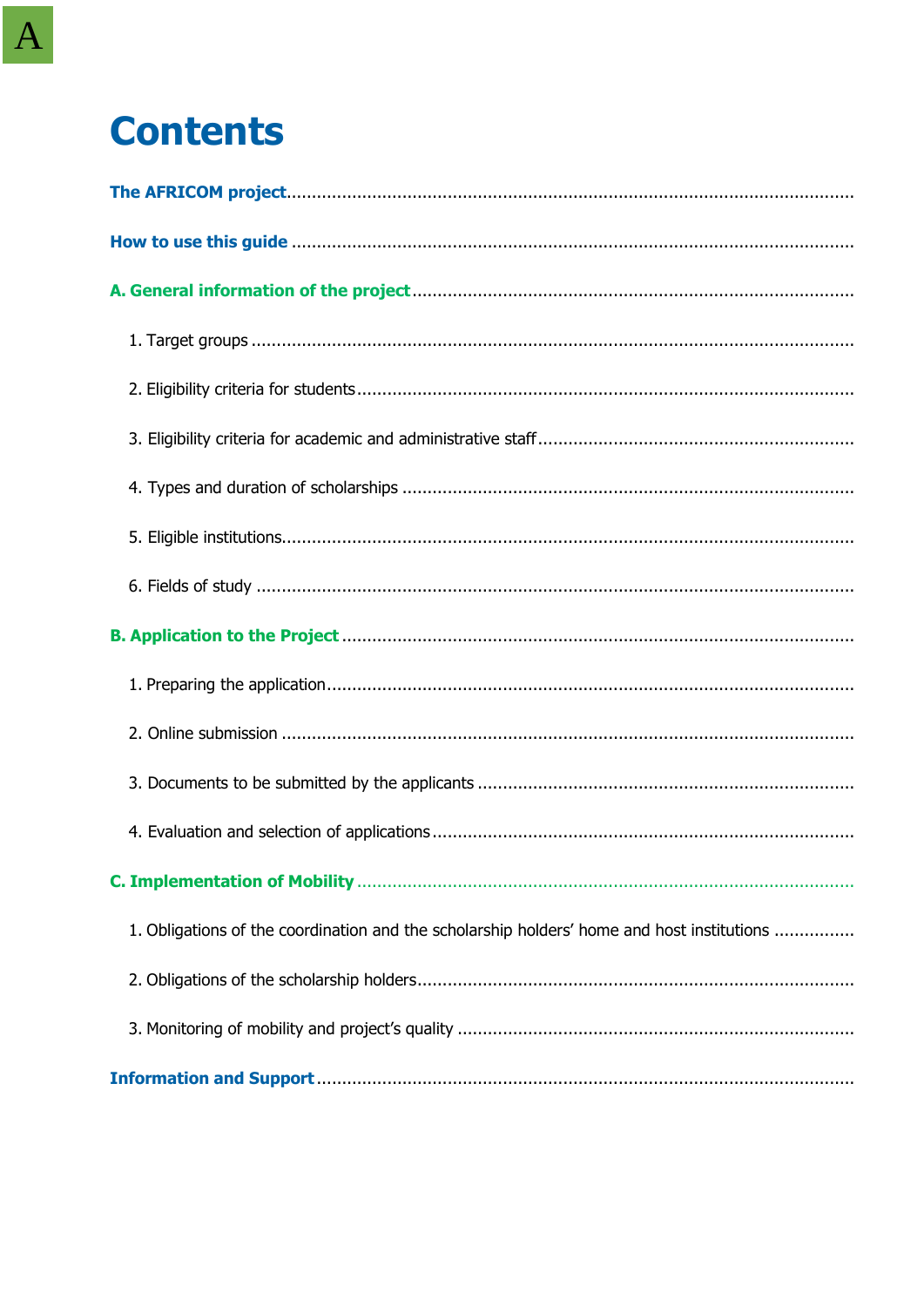# Contents

**The AFRICOM project**

**How to use this guide**

**A. General information of the project**

1. Target groups
2. Eligibility criteria for students
3. Eligibility criteria for academic and administrative staff
4. Types and duration of scholarships
5. Eligible institutions
6. Fields of study

**B. Application to the Project**

1. Preparing the application
2. Online submission
3. Documents to be submitted by the applicants
4. Evaluation and selection of applications

**C. Implementation of Mobility**

1. Obligations of the coordination and the scholarship holders' home and host institutions
2. Obligations of the scholarship holders
3. Monitoring of mobility and project's quality

**Information and Support**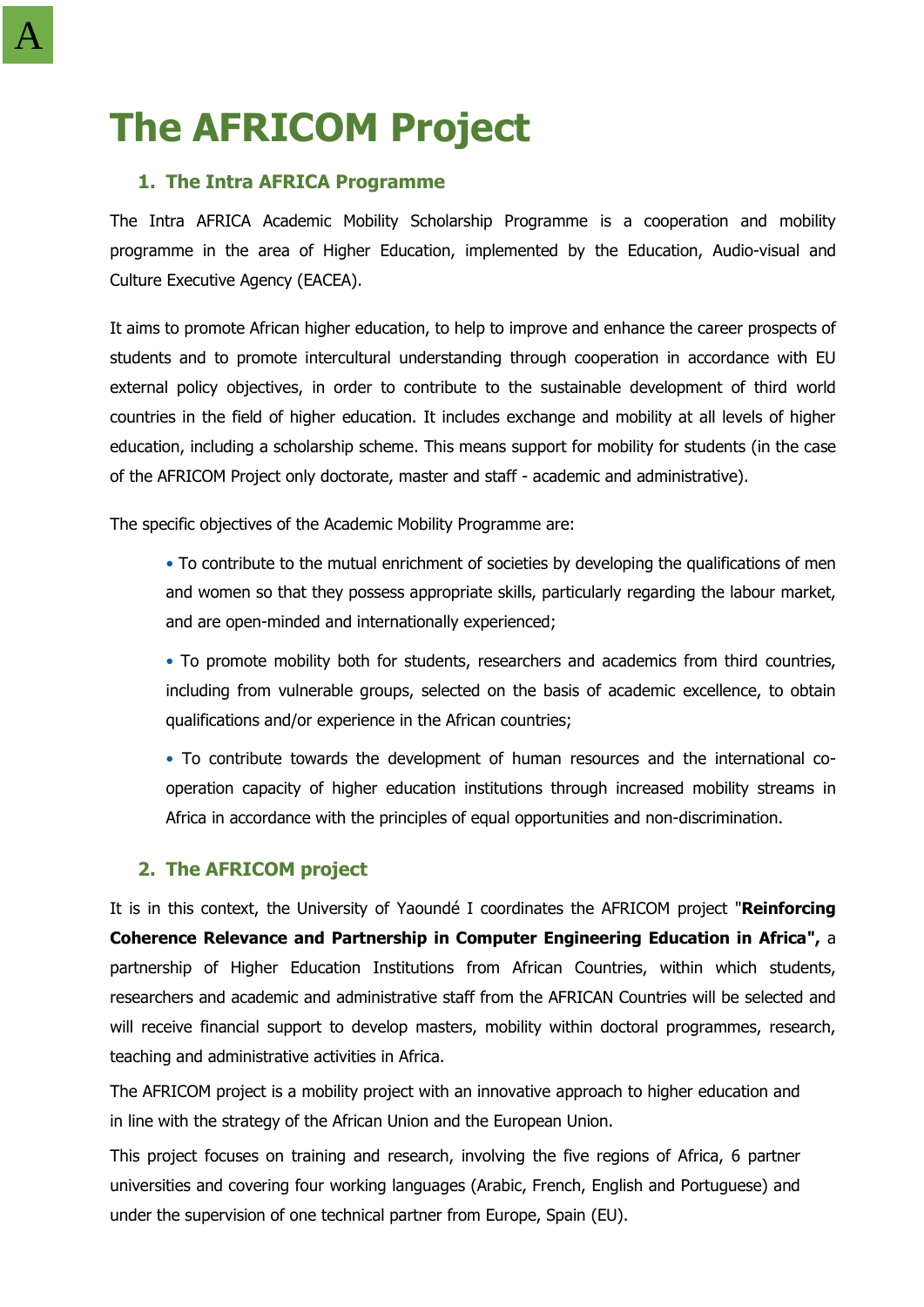# The AFRICOM Project

## 1. The Intra AFRICA Programme

The Intra AFRICA Academic Mobility Scholarship Programme is a cooperation and mobility programme in the area of Higher Education, implemented by the Education, Audio-visual and Culture Executive Agency (EACEA).

It aims to promote African higher education, to help to improve and enhance the career prospects of students and to promote intercultural understanding through cooperation in accordance with EU external policy objectives, in order to contribute to the sustainable development of third world countries in the field of higher education. It includes exchange and mobility at all levels of higher education, including a scholarship scheme. This means support for mobility for students (in the case of the AFRICOM Project only doctorate, master and staff - academic and administrative).

The specific objectives of the Academic Mobility Programme are:

- To contribute to the mutual enrichment of societies by developing the qualifications of men and women so that they possess appropriate skills, particularly regarding the labour market, and are open-minded and internationally experienced;
- To promote mobility both for students, researchers and academics from third countries, including from vulnerable groups, selected on the basis of academic excellence, to obtain qualifications and/or experience in the African countries;
- To contribute towards the development of human resources and the international co-operation capacity of higher education institutions through increased mobility streams in Africa in accordance with the principles of equal opportunities and non-discrimination.

## 2. The AFRICOM project

It is in this context, the University of Yaoundé I coordinates the AFRICOM project "**Reinforcing Coherence Relevance and Partnership in Computer Engineering Education in Africa",** a partnership of Higher Education Institutions from African Countries, within which students, researchers and academic and administrative staff from the AFRICAN Countries will be selected and will receive financial support to develop masters, mobility within doctoral programmes, research, teaching and administrative activities in Africa.

The AFRICOM project is a mobility project with an innovative approach to higher education and in line with the strategy of the African Union and the European Union.

This project focuses on training and research, involving the five regions of Africa, 6 partner universities and covering four working languages (Arabic, French, English and Portuguese) and under the supervision of one technical partner from Europe, Spain (EU).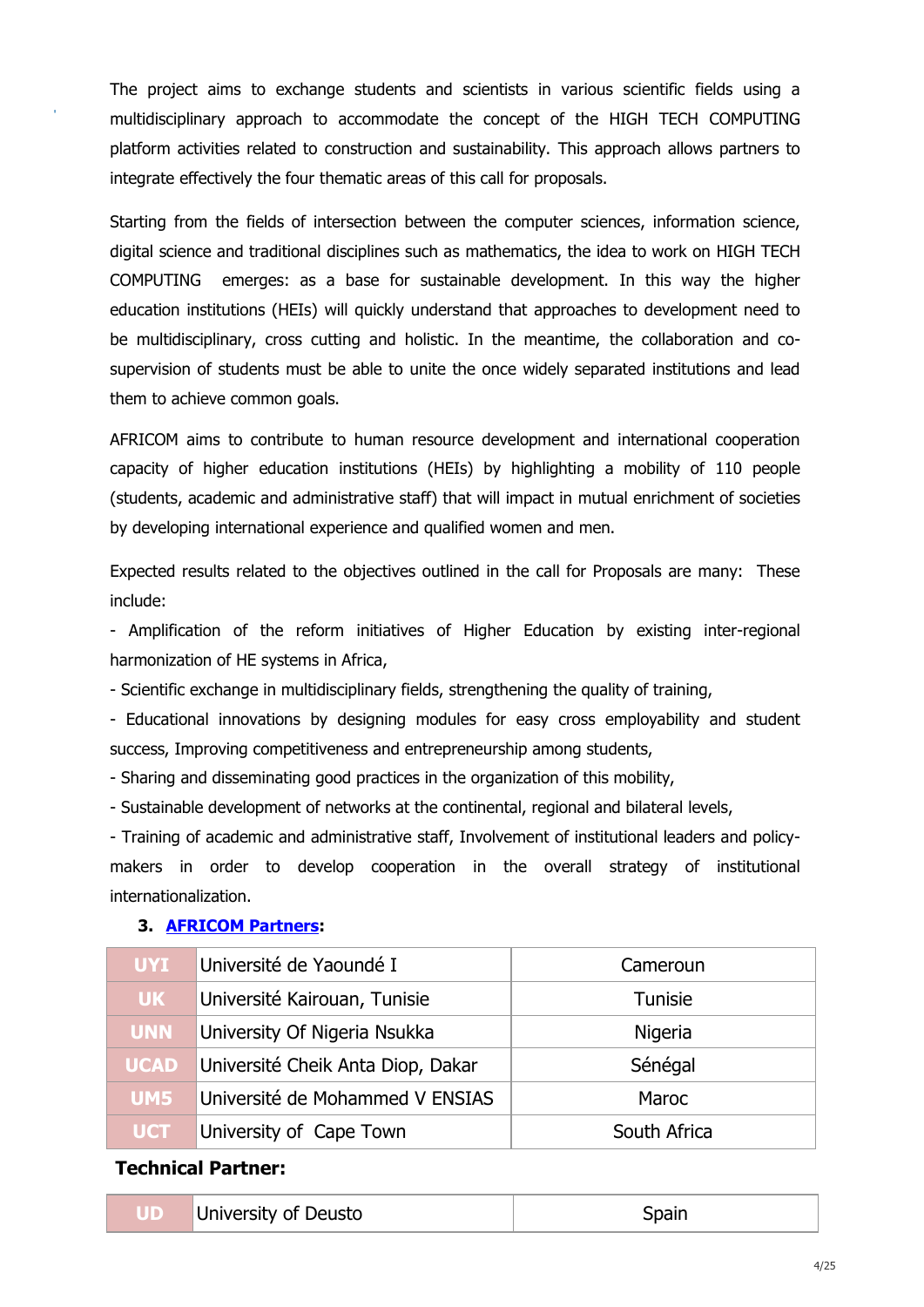The project aims to exchange students and scientists in various scientific fields using a multidisciplinary approach to accommodate the concept of the HIGH TECH COMPUTING platform activities related to construction and sustainability. This approach allows partners to integrate effectively the four thematic areas of this call for proposals.

Starting from the fields of intersection between the computer sciences, information science, digital science and traditional disciplines such as mathematics, the idea to work on HIGH TECH COMPUTING emerges: as a base for sustainable development. In this way the higher education institutions (HEIs) will quickly understand that approaches to development need to be multidisciplinary, cross cutting and holistic. In the meantime, the collaboration and co-supervision of students must be able to unite the once widely separated institutions and lead them to achieve common goals.

AFRICOM aims to contribute to human resource development and international cooperation capacity of higher education institutions (HEIs) by highlighting a mobility of 110 people (students, academic and administrative staff) that will impact in mutual enrichment of societies by developing international experience and qualified women and men.

Expected results related to the objectives outlined in the call for Proposals are many: These include:

- Amplification of the reform initiatives of Higher Education by existing inter-regional harmonization of HE systems in Africa,
- Scientific exchange in multidisciplinary fields, strengthening the quality of training,
- Educational innovations by designing modules for easy cross employability and student success, Improving competitiveness and entrepreneurship among students,
- Sharing and disseminating good practices in the organization of this mobility,
- Sustainable development of networks at the continental, regional and bilateral levels,
- Training of academic and administrative staff, Involvement of institutional leaders and policy-makers in order to develop cooperation in the overall strategy of institutional internationalization.

### 3. **AFRICOM Partners**:

| | | |
|---|---|---|
| UYI | Université de Yaoundé I | Cameroun |
| UK | Université Kairouan, Tunisie | Tunisie |
| UNN | University Of Nigeria Nsukka | Nigeria |
| UCAD | Université Cheik Anta Diop, Dakar | Sénégal |
| UM5 | Université de Mohammed V ENSIAS | Maroc |
| UCT | University of Cape Town | South Africa |

**Technical Partner:**

| | | |
|---|---|---|
| UD | University of Deusto | Spain |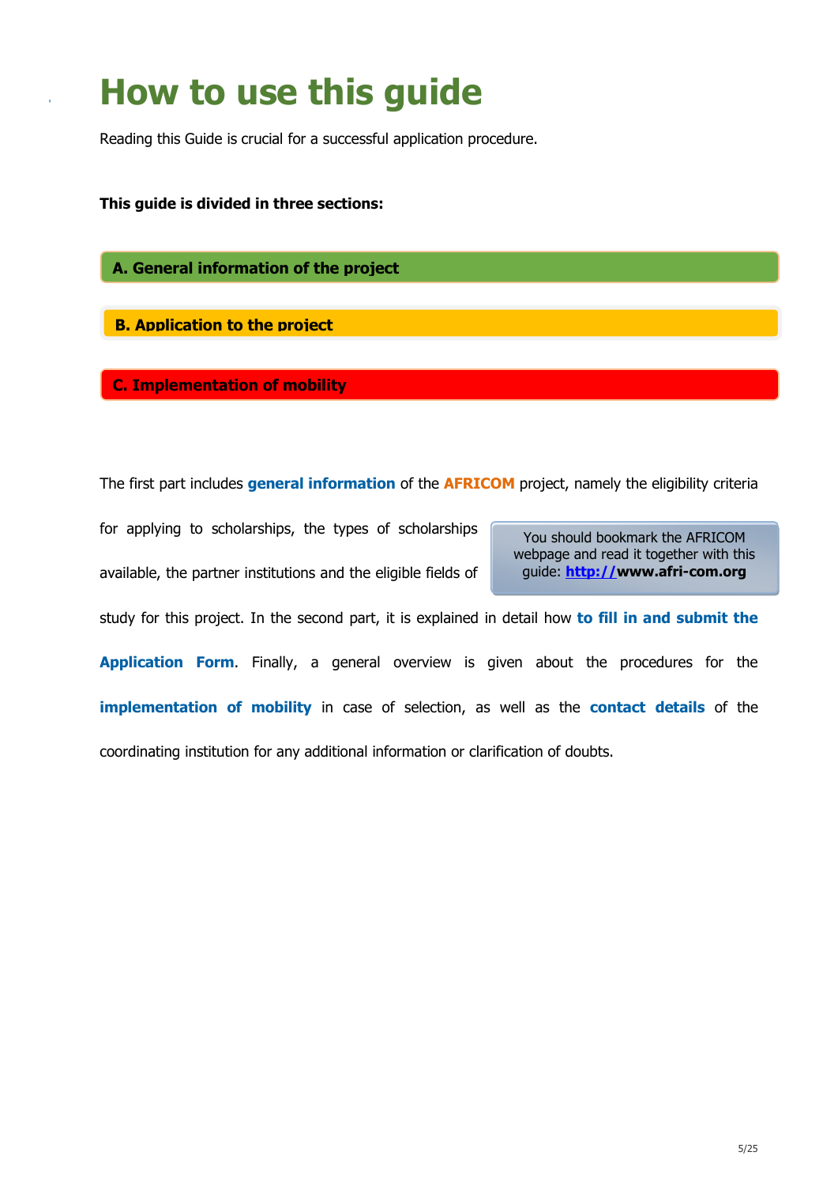# How to use this guide

Reading this Guide is crucial for a successful application procedure.

**This guide is divided in three sections:**

**A. General information of the project**

**B. Application to the project**

**C. Implementation of mobility**

The first part includes **general information** of the **AFRICOM** project, namely the eligibility criteria for applying to scholarships, the types of scholarships available, the partner institutions and the eligible fields of study for this project. In the second part, it is explained in detail how **to fill in and submit the Application Form**. Finally, a general overview is given about the procedures for the **implementation of mobility** in case of selection, as well as the **contact details** of the coordinating institution for any additional information or clarification of doubts.

> You should bookmark the AFRICOM webpage and read it together with this guide: **http://www.afri-com.org**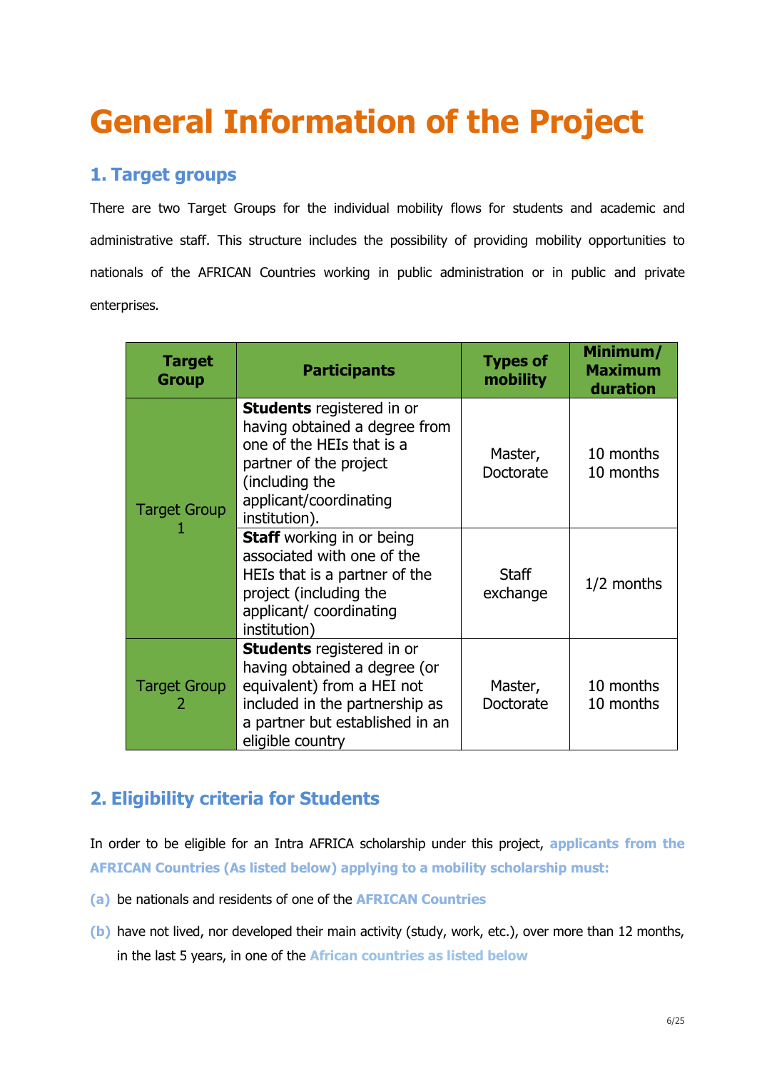# General Information of the Project

## 1. Target groups

There are two Target Groups for the individual mobility flows for students and academic and administrative staff. This structure includes the possibility of providing mobility opportunities to nationals of the AFRICAN Countries working in public administration or in public and private enterprises.

| Target Group | Participants | Types of mobility | Minimum/ Maximum duration |
|---|---|---|---|
| Target Group 1 | **Students** registered in or having obtained a degree from one of the HEIs that is a partner of the project (including the applicant/coordinating institution). | Master, Doctorate | 10 months 10 months |
| | **Staff** working in or being associated with one of the HEIs that is a partner of the project (including the applicant/ coordinating institution) | Staff exchange | 1/2 months |
| Target Group 2 | **Students** registered in or having obtained a degree (or equivalent) from a HEI not included in the partnership as a partner but established in an eligible country | Master, Doctorate | 10 months 10 months |

## 2. Eligibility criteria for Students

In order to be eligible for an Intra AFRICA scholarship under this project, **applicants from the AFRICAN Countries (As listed below) applying to a mobility scholarship must:**

**(a)** be nationals and residents of one of the **AFRICAN Countries**

**(b)** have not lived, nor developed their main activity (study, work, etc.), over more than 12 months, in the last 5 years, in one of the **African countries as listed below**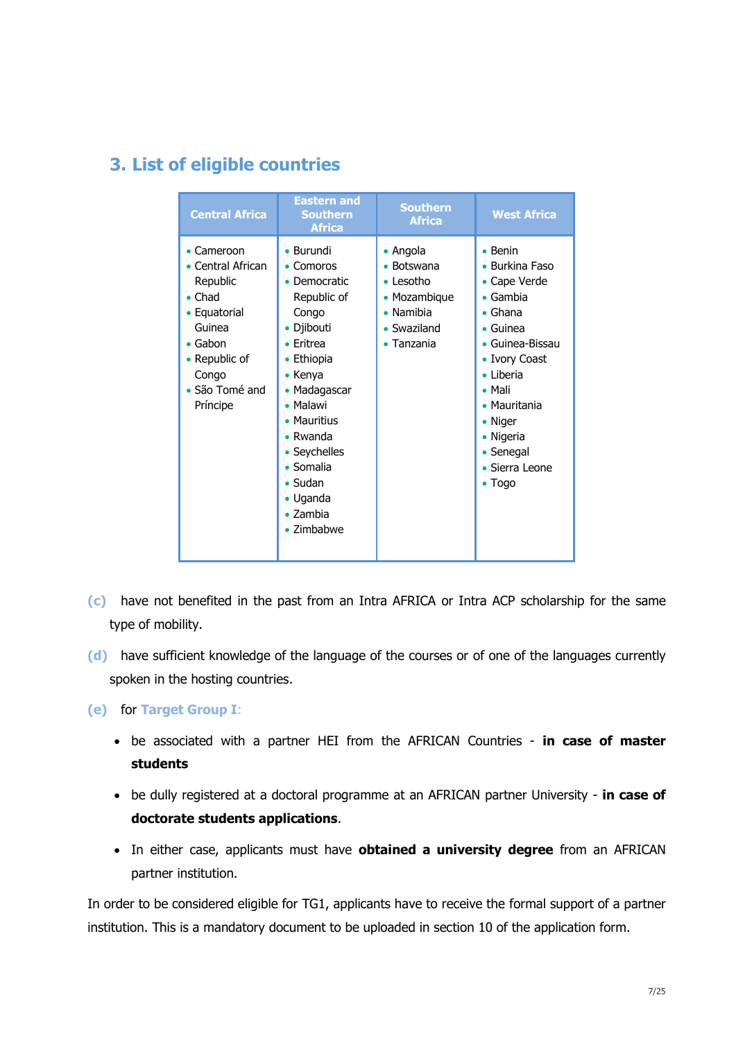## 3. List of eligible countries

| Central Africa | Eastern and Southern Africa | Southern Africa | West Africa |
|---|---|---|---|
| • Cameroon<br>• Central African Republic<br>• Chad<br>• Equatorial Guinea<br>• Gabon<br>• Republic of Congo<br>• São Tomé and Príncipe | • Burundi<br>• Comoros<br>• Democratic Republic of Congo<br>• Djibouti<br>• Eritrea<br>• Ethiopia<br>• Kenya<br>• Madagascar<br>• Malawi<br>• Mauritius<br>• Rwanda<br>• Seychelles<br>• Somalia<br>• Sudan<br>• Uganda<br>• Zambia<br>• Zimbabwe | • Angola<br>• Botswana<br>• Lesotho<br>• Mozambique<br>• Namibia<br>• Swaziland<br>• Tanzania | • Benin<br>• Burkina Faso<br>• Cape Verde<br>• Gambia<br>• Ghana<br>• Guinea<br>• Guinea-Bissau<br>• Ivory Coast<br>• Liberia<br>• Mali<br>• Mauritania<br>• Niger<br>• Nigeria<br>• Senegal<br>• Sierra Leone<br>• Togo |

**(c)** have not benefited in the past from an Intra AFRICA or Intra ACP scholarship for the same type of mobility.

**(d)** have sufficient knowledge of the language of the courses or of one of the languages currently spoken in the hosting countries.

**(e)** for **Target Group I**:

- be associated with a partner HEI from the AFRICAN Countries - **in case of master students**
- be dully registered at a doctoral programme at an AFRICAN partner University - **in case of doctorate students applications**.
- In either case, applicants must have **obtained a university degree** from an AFRICAN partner institution.

In order to be considered eligible for TG1, applicants have to receive the formal support of a partner institution. This is a mandatory document to be uploaded in section 10 of the application form.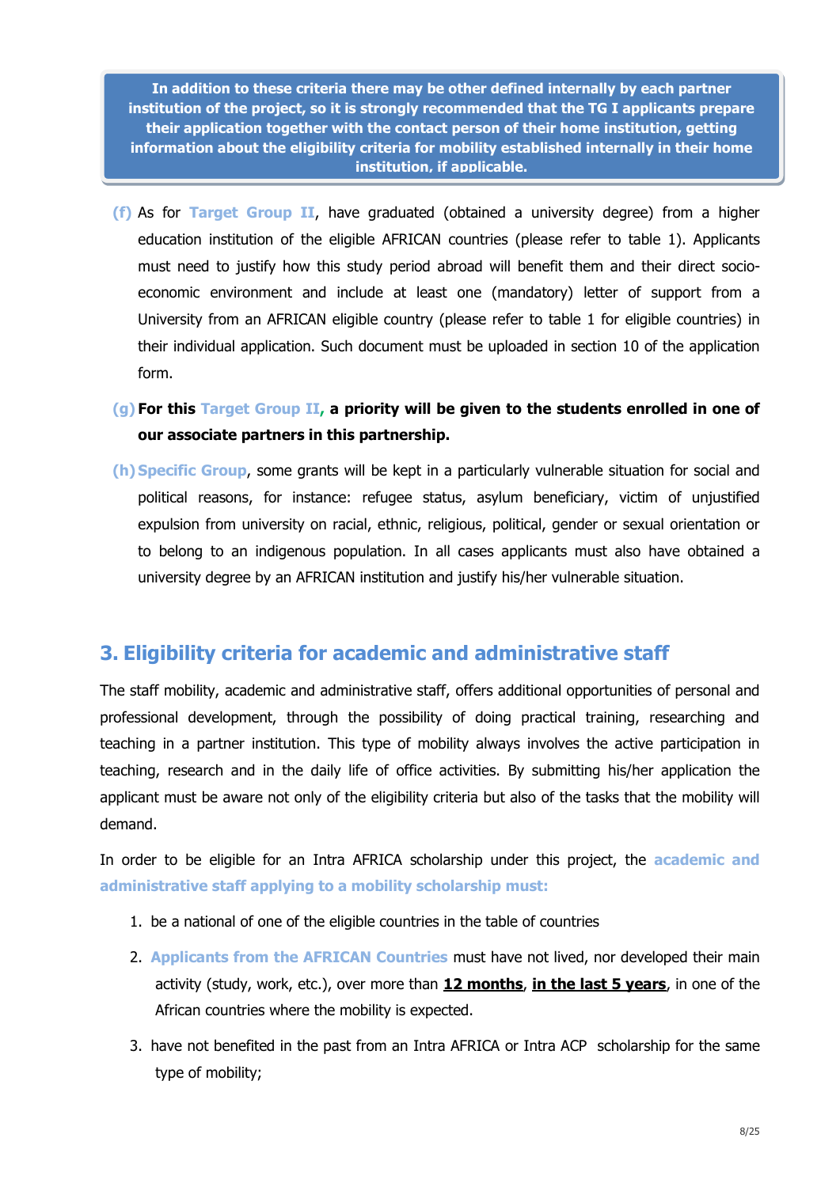**In addition to these criteria there may be other defined internally by each partner institution of the project, so it is strongly recommended that the TG I applicants prepare their application together with the contact person of their home institution, getting information about the eligibility criteria for mobility established internally in their home institution, if applicable.**

(f) As for **Target Group II**, have graduated (obtained a university degree) from a higher education institution of the eligible AFRICAN countries (please refer to table 1). Applicants must need to justify how this study period abroad will benefit them and their direct socio-economic environment and include at least one (mandatory) letter of support from a University from an AFRICAN eligible country (please refer to table 1 for eligible countries) in their individual application. Such document must be uploaded in section 10 of the application form.

(g) **For this Target Group II, a priority will be given to the students enrolled in one of our associate partners in this partnership.**

(h) **Specific Group**, some grants will be kept in a particularly vulnerable situation for social and political reasons, for instance: refugee status, asylum beneficiary, victim of unjustified expulsion from university on racial, ethnic, religious, political, gender or sexual orientation or to belong to an indigenous population. In all cases applicants must also have obtained a university degree by an AFRICAN institution and justify his/her vulnerable situation.

## 3. Eligibility criteria for academic and administrative staff

The staff mobility, academic and administrative staff, offers additional opportunities of personal and professional development, through the possibility of doing practical training, researching and teaching in a partner institution. This type of mobility always involves the active participation in teaching, research and in the daily life of office activities. By submitting his/her application the applicant must be aware not only of the eligibility criteria but also of the tasks that the mobility will demand.

In order to be eligible for an Intra AFRICA scholarship under this project, the **academic and administrative staff applying to a mobility scholarship must:**

1. be a national of one of the eligible countries in the table of countries
2. **Applicants from the AFRICAN Countries** must have not lived, nor developed their main activity (study, work, etc.), over more than **12 months**, **in the last 5 years**, in one of the African countries where the mobility is expected.
3. have not benefited in the past from an Intra AFRICA or Intra ACP scholarship for the same type of mobility;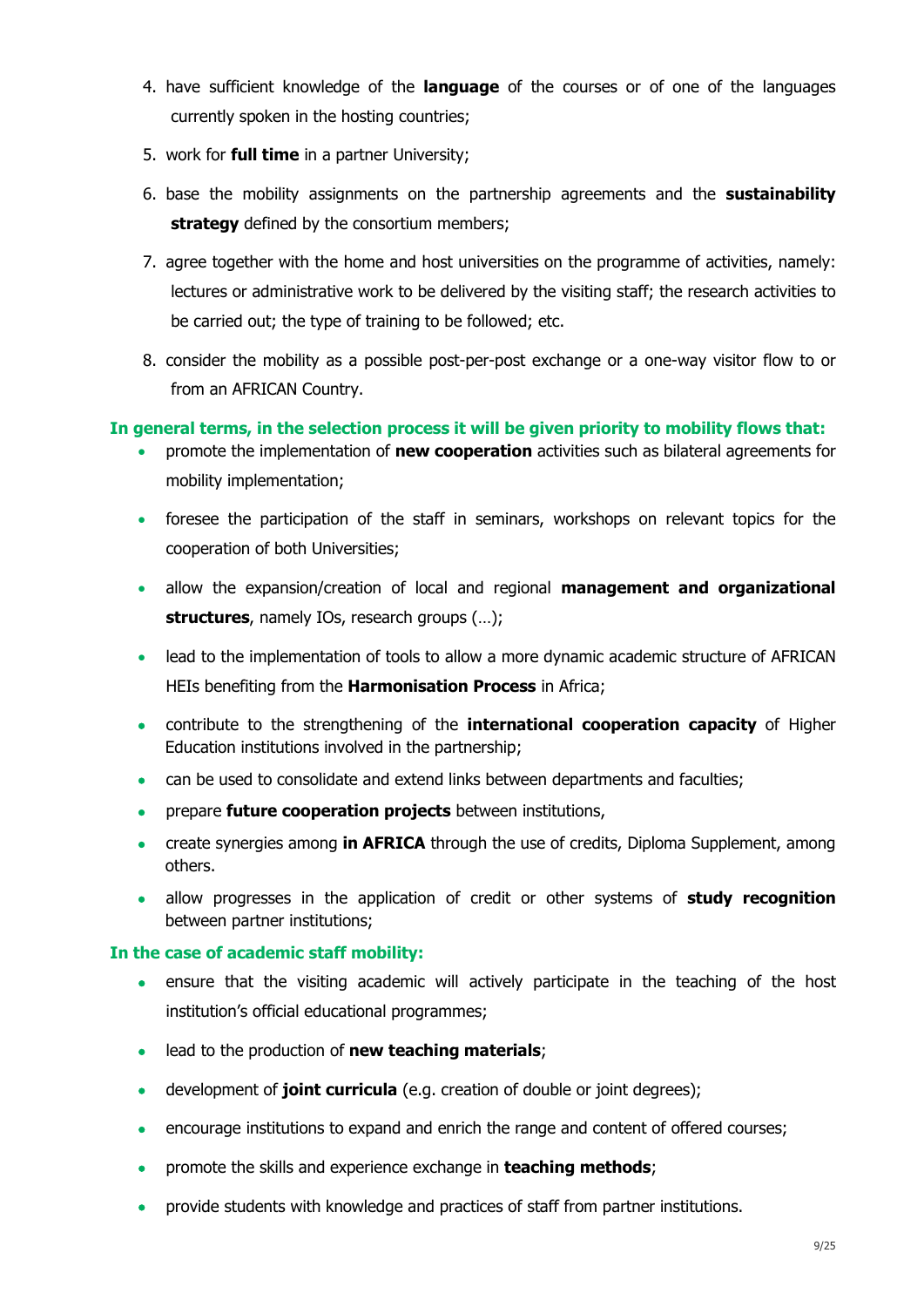4. have sufficient knowledge of the **language** of the courses or of one of the languages currently spoken in the hosting countries;
5. work for **full time** in a partner University;
6. base the mobility assignments on the partnership agreements and the **sustainability strategy** defined by the consortium members;
7. agree together with the home and host universities on the programme of activities, namely: lectures or administrative work to be delivered by the visiting staff; the research activities to be carried out; the type of training to be followed; etc.
8. consider the mobility as a possible post-per-post exchange or a one-way visitor flow to or from an AFRICAN Country.

**In general terms, in the selection process it will be given priority to mobility flows that:**

- promote the implementation of **new cooperation** activities such as bilateral agreements for mobility implementation;
- foresee the participation of the staff in seminars, workshops on relevant topics for the cooperation of both Universities;
- allow the expansion/creation of local and regional **management and organizational structures**, namely IOs, research groups (…);
- lead to the implementation of tools to allow a more dynamic academic structure of AFRICAN HEIs benefiting from the **Harmonisation Process** in Africa;
- contribute to the strengthening of the **international cooperation capacity** of Higher Education institutions involved in the partnership;
- can be used to consolidate and extend links between departments and faculties;
- prepare **future cooperation projects** between institutions,
- create synergies among **in AFRICA** through the use of credits, Diploma Supplement, among others.
- allow progresses in the application of credit or other systems of **study recognition** between partner institutions;

**In the case of academic staff mobility:**

- ensure that the visiting academic will actively participate in the teaching of the host institution's official educational programmes;
- lead to the production of **new teaching materials**;
- development of **joint curricula** (e.g. creation of double or joint degrees);
- encourage institutions to expand and enrich the range and content of offered courses;
- promote the skills and experience exchange in **teaching methods**;
- provide students with knowledge and practices of staff from partner institutions.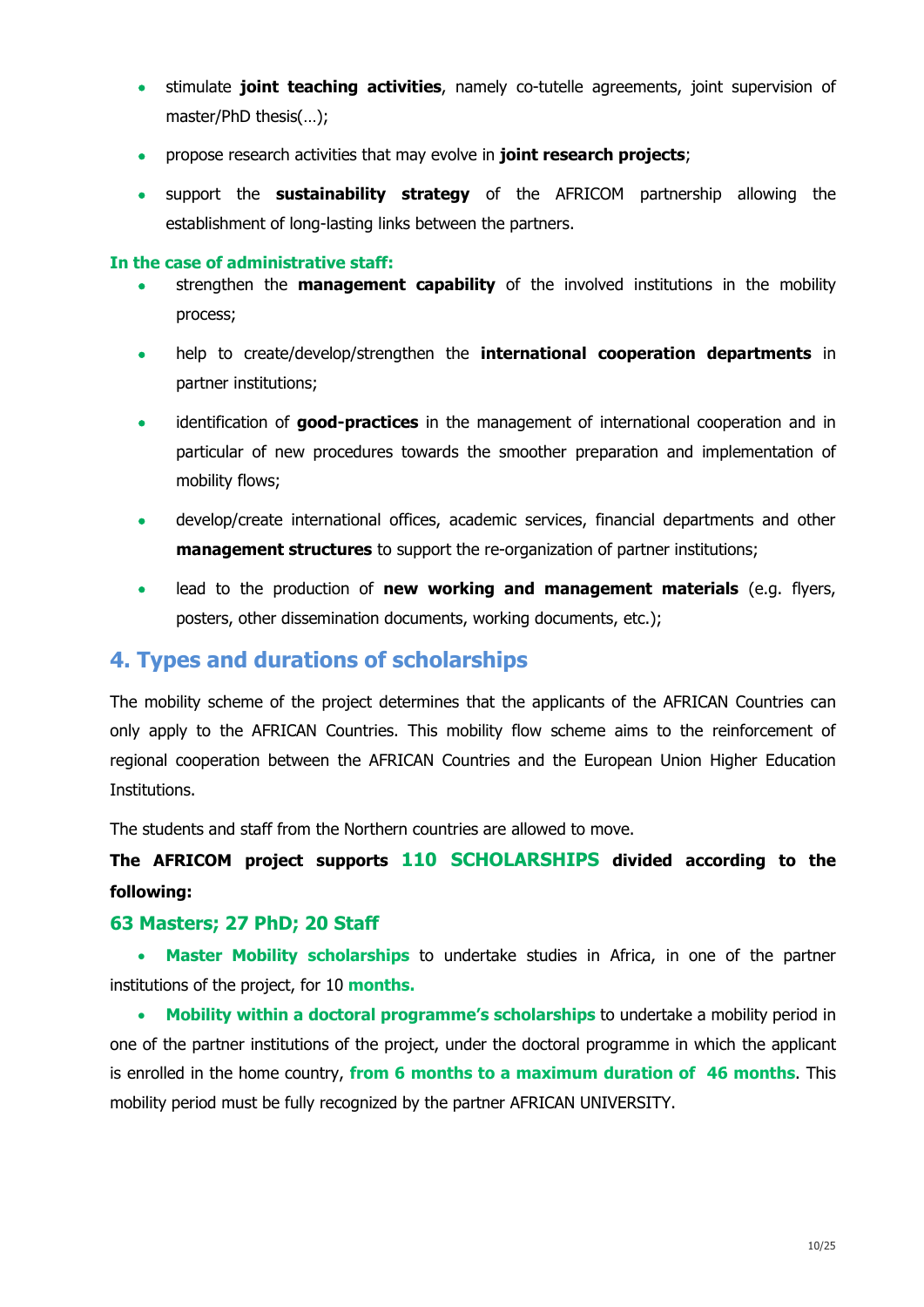- stimulate **joint teaching activities**, namely co-tutelle agreements, joint supervision of master/PhD thesis(…);
- propose research activities that may evolve in **joint research projects**;
- support the **sustainability strategy** of the AFRICOM partnership allowing the establishment of long-lasting links between the partners.

**In the case of administrative staff:**

- strengthen the **management capability** of the involved institutions in the mobility process;
- help to create/develop/strengthen the **international cooperation departments** in partner institutions;
- identification of **good-practices** in the management of international cooperation and in particular of new procedures towards the smoother preparation and implementation of mobility flows;
- develop/create international offices, academic services, financial departments and other **management structures** to support the re-organization of partner institutions;
- lead to the production of **new working and management materials** (e.g. flyers, posters, other dissemination documents, working documents, etc.);

## 4. Types and durations of scholarships

The mobility scheme of the project determines that the applicants of the AFRICAN Countries can only apply to the AFRICAN Countries. This mobility flow scheme aims to the reinforcement of regional cooperation between the AFRICAN Countries and the European Union Higher Education Institutions.

The students and staff from the Northern countries are allowed to move.

**The AFRICOM project supports 110 SCHOLARSHIPS divided according to the following:**

**63 Masters; 27 PhD; 20 Staff**

- **Master Mobility scholarships** to undertake studies in Africa, in one of the partner institutions of the project, for 10 **months.**
- **Mobility within a doctoral programme's scholarships** to undertake a mobility period in one of the partner institutions of the project, under the doctoral programme in which the applicant is enrolled in the home country, **from 6 months to a maximum duration of 46 months**. This mobility period must be fully recognized by the partner AFRICAN UNIVERSITY.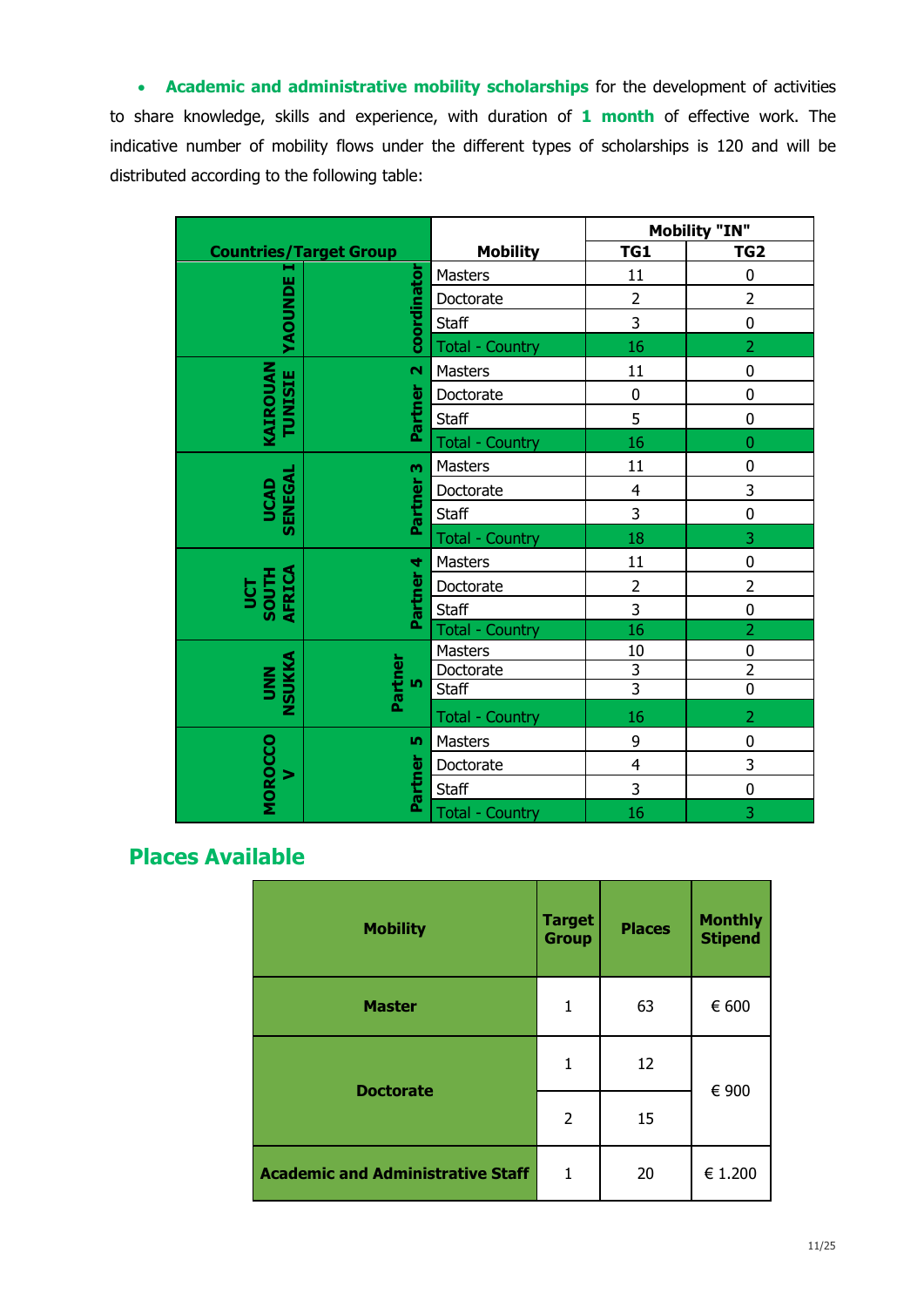- **Academic and administrative mobility scholarships** for the development of activities to share knowledge, skills and experience, with duration of **1 month** of effective work. The indicative number of mobility flows under the different types of scholarships is 120 and will be distributed according to the following table:

| Countries/Target Group | | Mobility | Mobility "IN" | |
|---|---|---|---|---|
| | | | TG1 | TG2 |
| YAOUNDE I | coordinator | Masters | 11 | 0 |
| | | Doctorate | 2 | 2 |
| | | Staff | 3 | 0 |
| | | Total - Country | 16 | 2 |
| KAIROUAN TUNISIE | Partner 2 | Masters | 11 | 0 |
| | | Doctorate | 0 | 0 |
| | | Staff | 5 | 0 |
| | | Total - Country | 16 | 0 |
| UCAD SENEGAL | Partner 3 | Masters | 11 | 0 |
| | | Doctorate | 4 | 3 |
| | | Staff | 3 | 0 |
| | | Total - Country | 18 | 3 |
| UCT SOUTH AFRICA | Partner 4 | Masters | 11 | 0 |
| | | Doctorate | 2 | 2 |
| | | Staff | 3 | 0 |
| | | Total - Country | 16 | 2 |
| UNN NSUKKA | Partner 5 | Masters | 10 | 0 |
| | | Doctorate | 3 | 2 |
| | | Staff | 3 | 0 |
| | | Total - Country | 16 | 2 |
| MOROCCO V | Partner 5 | Masters | 9 | 0 |
| | | Doctorate | 4 | 3 |
| | | Staff | 3 | 0 |
| | | Total - Country | 16 | 3 |

## Places Available

| Mobility | Target Group | Places | Monthly Stipend |
|---|---|---|---|
| **Master** | 1 | 63 | € 600 |
| **Doctorate** | 1 | 12 | € 900 |
| | 2 | 15 | |
| **Academic and Administrative Staff** | 1 | 20 | € 1.200 |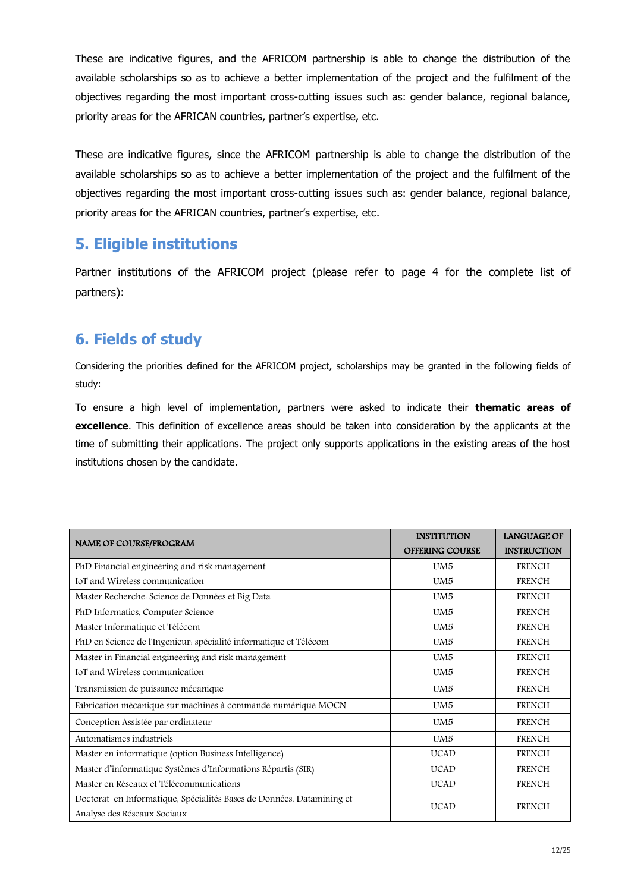These are indicative figures, and the AFRICOM partnership is able to change the distribution of the available scholarships so as to achieve a better implementation of the project and the fulfilment of the objectives regarding the most important cross-cutting issues such as: gender balance, regional balance, priority areas for the AFRICAN countries, partner's expertise, etc.

These are indicative figures, since the AFRICOM partnership is able to change the distribution of the available scholarships so as to achieve a better implementation of the project and the fulfilment of the objectives regarding the most important cross-cutting issues such as: gender balance, regional balance, priority areas for the AFRICAN countries, partner's expertise, etc.

## 5. Eligible institutions

Partner institutions of the AFRICOM project (please refer to page 4 for the complete list of partners):

## 6. Fields of study

Considering the priorities defined for the AFRICOM project, scholarships may be granted in the following fields of study:

To ensure a high level of implementation, partners were asked to indicate their **thematic areas of excellence**. This definition of excellence areas should be taken into consideration by the applicants at the time of submitting their applications. The project only supports applications in the existing areas of the host institutions chosen by the candidate.

| NAME OF COURSE/PROGRAM | INSTITUTION OFFERING COURSE | LANGUAGE OF INSTRUCTION |
|---|---|---|
| PhD Financial engineering and risk management | UM5 | FRENCH |
| IoT and Wireless communication | UM5 | FRENCH |
| Master Recherche: Science de Données et Big Data | UM5 | FRENCH |
| PhD Informatics, Computer Science | UM5 | FRENCH |
| Master Informatique et Télécom | UM5 | FRENCH |
| PhD en Science de l'Ingenieur: spécialité informatique et Télécom | UM5 | FRENCH |
| Master in Financial engineering and risk management | UM5 | FRENCH |
| IoT and Wireless communication | UM5 | FRENCH |
| Transmission de puissance mécanique | UM5 | FRENCH |
| Fabrication mécanique sur machines à commande numérique MOCN | UM5 | FRENCH |
| Conception Assistée par ordinateur | UM5 | FRENCH |
| Automatismes industriels | UM5 | FRENCH |
| Master en informatique (option Business Intelligence) | UCAD | FRENCH |
| Master d'informatique Systèmes d'Informations Répartis (SIR) | UCAD | FRENCH |
| Master en Réseaux et Télécommunications | UCAD | FRENCH |
| Doctorat en Informatique, Spécialités Bases de Données, Datamining et Analyse des Réseaux Sociaux | UCAD | FRENCH |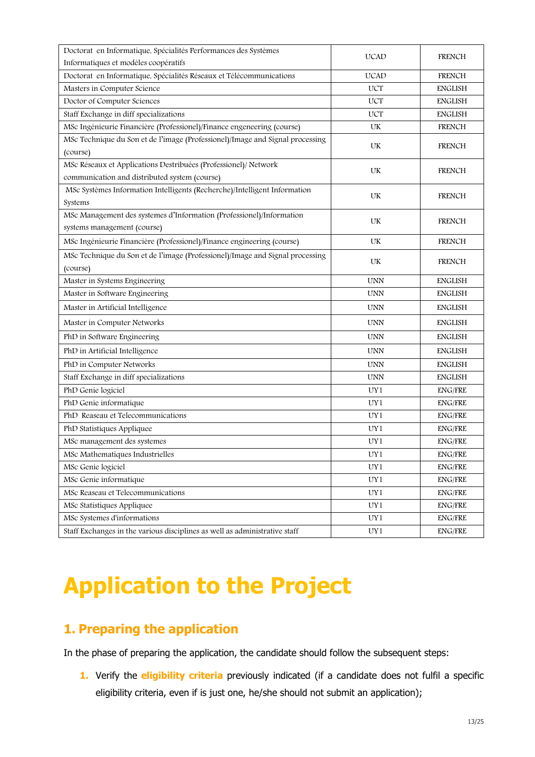| | | |
|---|---|---|
| Doctorat en Informatique, Spécialités Performances des Systèmes Informatiques et modèles coopératifs | UCAD | FRENCH |
| Doctorat en Informatique, Spécialités Réseaux et Télécommunications | UCAD | FRENCH |
| Masters in Computer Science | UCT | ENGLISH |
| Doctor of Computer Sciences | UCT | ENGLISH |
| Staff Exchange in diff specializations | UCT | ENGLISH |
| MSc Ingénieurie Financière (Professionel)/Finance engeneering (course) | UK | FRENCH |
| MSc Technique du Son et de l'image (Professionel)/Image and Signal processing (course) | UK | FRENCH |
| MSc Réseaux et Applications Destribuées (Professionel)/ Network communication and distributed system (course) | UK | FRENCH |
| MSc Systèmes Information Intelligents (Recherche)/Intelligent Information Systems | UK | FRENCH |
| MSc Management des systemes d'Information (Professionel)/Information systems management (course) | UK | FRENCH |
| MSc Ingénieurie Financière (Professionel)/Finance engineering (course) | UK | FRENCH |
| MSc Technique du Son et de l'image (Professionel)/Image and Signal processing (course) | UK | FRENCH |
| Master in Systems Engineering | UNN | ENGLISH |
| Master in Software Engineering | UNN | ENGLISH |
| Master in Artificial Intelligence | UNN | ENGLISH |
| Master in Computer Networks | UNN | ENGLISH |
| PhD in Software Engineering | UNN | ENGLISH |
| PhD in Artificial Intelligence | UNN | ENGLISH |
| PhD in Computer Networks | UNN | ENGLISH |
| Staff Exchange in diff specializations | UNN | ENGLISH |
| PhD Genie logiciel | UY1 | ENG/FRE |
| PhD Genie informatique | UY1 | ENG/FRE |
| PhD Reaseau et Telecommunications | UY1 | ENG/FRE |
| PhD Statistiques Appliquee | UY1 | ENG/FRE |
| MSc management des systemes | UY1 | ENG/FRE |
| MSc Mathematiques Industrielles | UY1 | ENG/FRE |
| MSc Genie logiciel | UY1 | ENG/FRE |
| MSc Genie informatique | UY1 | ENG/FRE |
| MSc Reaseau et Telecommunications | UY1 | ENG/FRE |
| MSc Statistiques Appliquee | UY1 | ENG/FRE |
| MSc Systemes d'informations | UY1 | ENG/FRE |
| Staff Exchanges in the various disciplines as well as administrative staff | UY1 | ENG/FRE |

# Application to the Project

## 1. Preparing the application

In the phase of preparing the application, the candidate should follow the subsequent steps:

1. Verify the **eligibility criteria** previously indicated (if a candidate does not fulfil a specific eligibility criteria, even if is just one, he/she should not submit an application);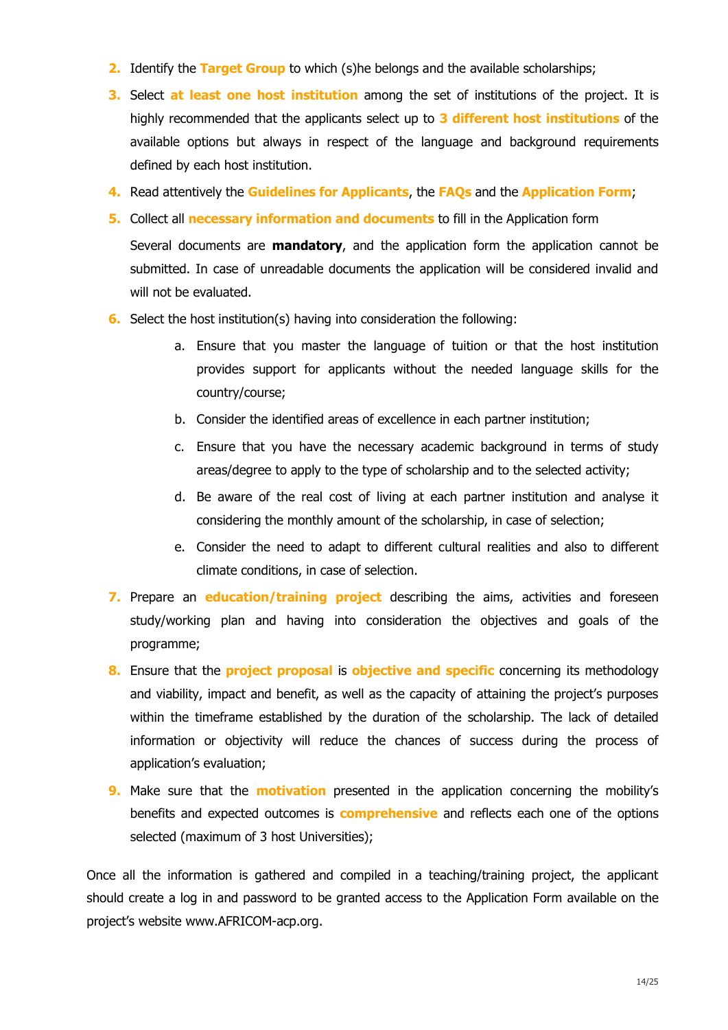2. Identify the **Target Group** to which (s)he belongs and the available scholarships;
3. Select **at least one host institution** among the set of institutions of the project. It is highly recommended that the applicants select up to **3 different host institutions** of the available options but always in respect of the language and background requirements defined by each host institution.
4. Read attentively the **Guidelines for Applicants**, the **FAQs** and the **Application Form**;
5. Collect all **necessary information and documents** to fill in the Application form

   Several documents are **mandatory**, and the application form the application cannot be submitted. In case of unreadable documents the application will be considered invalid and will not be evaluated.
6. Select the host institution(s) having into consideration the following:
   a. Ensure that you master the language of tuition or that the host institution provides support for applicants without the needed language skills for the country/course;
   b. Consider the identified areas of excellence in each partner institution;
   c. Ensure that you have the necessary academic background in terms of study areas/degree to apply to the type of scholarship and to the selected activity;
   d. Be aware of the real cost of living at each partner institution and analyse it considering the monthly amount of the scholarship, in case of selection;
   e. Consider the need to adapt to different cultural realities and also to different climate conditions, in case of selection.
7. Prepare an **education/training project** describing the aims, activities and foreseen study/working plan and having into consideration the objectives and goals of the programme;
8. Ensure that the **project proposal** is **objective and specific** concerning its methodology and viability, impact and benefit, as well as the capacity of attaining the project's purposes within the timeframe established by the duration of the scholarship. The lack of detailed information or objectivity will reduce the chances of success during the process of application's evaluation;
9. Make sure that the **motivation** presented in the application concerning the mobility's benefits and expected outcomes is **comprehensive** and reflects each one of the options selected (maximum of 3 host Universities);

Once all the information is gathered and compiled in a teaching/training project, the applicant should create a log in and password to be granted access to the Application Form available on the project's website www.AFRICOM-acp.org.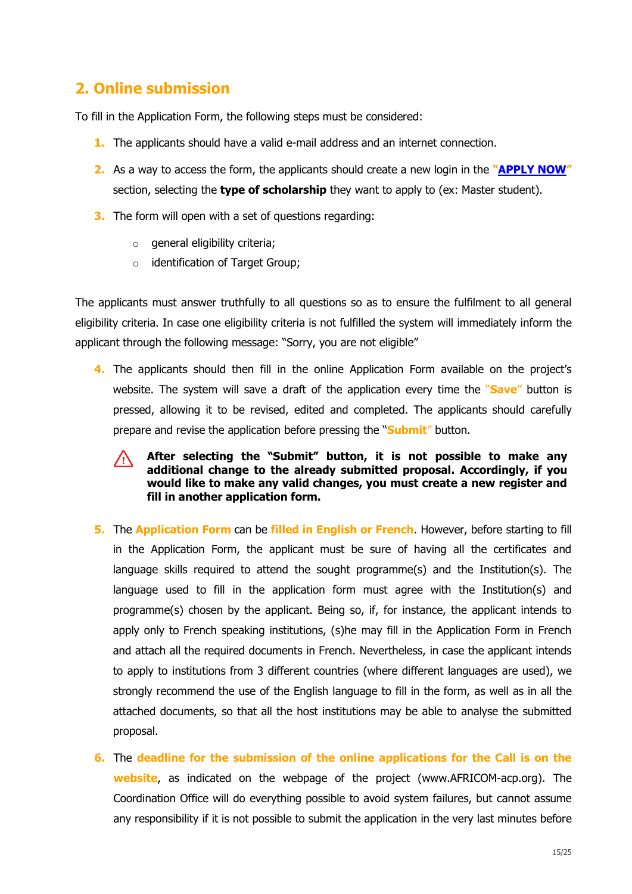## 2. Online submission

To fill in the Application Form, the following steps must be considered:

1. The applicants should have a valid e-mail address and an internet connection.
2. As a way to access the form, the applicants should create a new login in the "**APPLY NOW**" section, selecting the **type of scholarship** they want to apply to (ex: Master student).
3. The form will open with a set of questions regarding:
   - general eligibility criteria;
   - identification of Target Group;

The applicants must answer truthfully to all questions so as to ensure the fulfilment to all general eligibility criteria. In case one eligibility criteria is not fulfilled the system will immediately inform the applicant through the following message: "Sorry, you are not eligible"

4. The applicants should then fill in the online Application Form available on the project's website. The system will save a draft of the application every time the "**Save**" button is pressed, allowing it to be revised, edited and completed. The applicants should carefully prepare and revise the application before pressing the "**Submit**" button.

   ⚠ **After selecting the "Submit" button, it is not possible to make any additional change to the already submitted proposal. Accordingly, if you would like to make any valid changes, you must create a new register and fill in another application form.**

5. The **Application Form** can be **filled in English or French**. However, before starting to fill in the Application Form, the applicant must be sure of having all the certificates and language skills required to attend the sought programme(s) and the Institution(s). The language used to fill in the application form must agree with the Institution(s) and programme(s) chosen by the applicant. Being so, if, for instance, the applicant intends to apply only to French speaking institutions, (s)he may fill in the Application Form in French and attach all the required documents in French. Nevertheless, in case the applicant intends to apply to institutions from 3 different countries (where different languages are used), we strongly recommend the use of the English language to fill in the form, as well as in all the attached documents, so that all the host institutions may be able to analyse the submitted proposal.
6. The **deadline for the submission of the online applications for the Call is on the website**, as indicated on the webpage of the project (www.AFRICOM-acp.org). The Coordination Office will do everything possible to avoid system failures, but cannot assume any responsibility if it is not possible to submit the application in the very last minutes before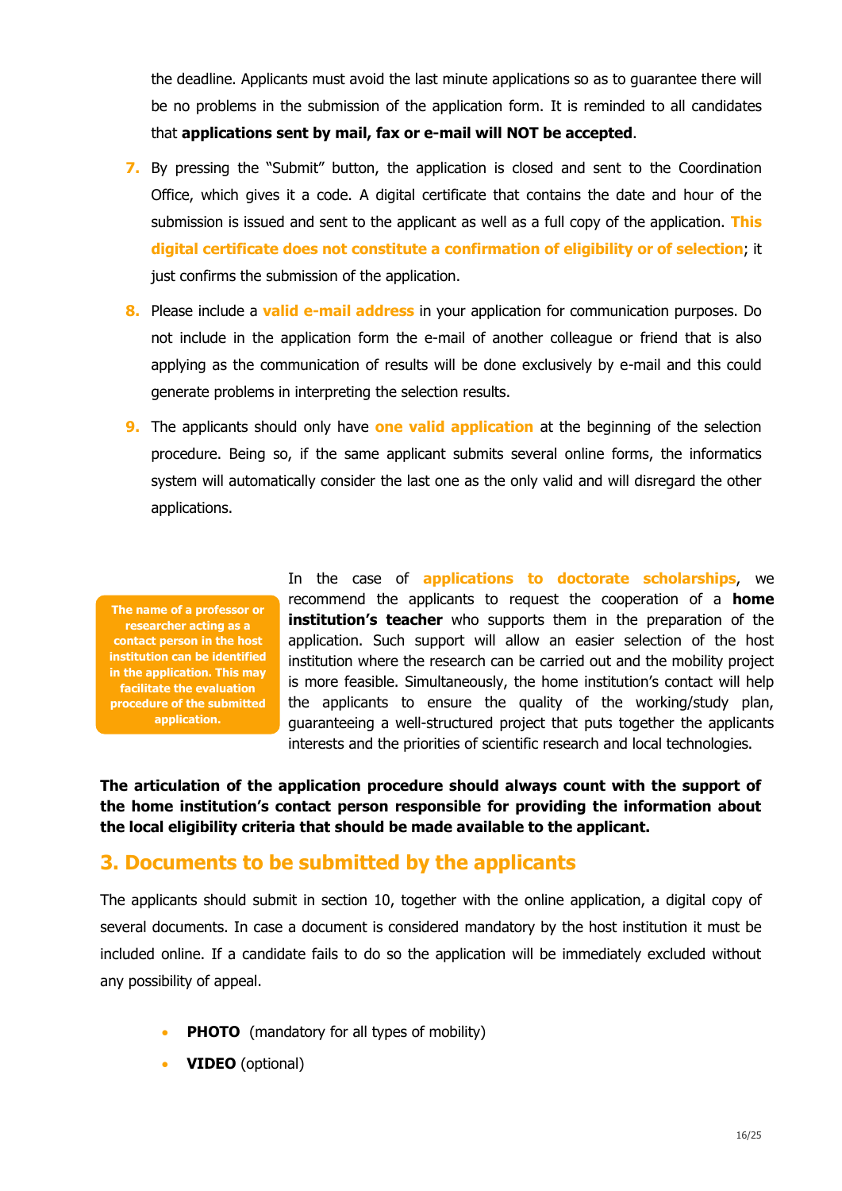the deadline. Applicants must avoid the last minute applications so as to guarantee there will be no problems in the submission of the application form. It is reminded to all candidates that **applications sent by mail, fax or e-mail will NOT be accepted**.

7. By pressing the "Submit" button, the application is closed and sent to the Coordination Office, which gives it a code. A digital certificate that contains the date and hour of the submission is issued and sent to the applicant as well as a full copy of the application. **This digital certificate does not constitute a confirmation of eligibility or of selection**; it just confirms the submission of the application.
8. Please include a **valid e-mail address** in your application for communication purposes. Do not include in the application form the e-mail of another colleague or friend that is also applying as the communication of results will be done exclusively by e-mail and this could generate problems in interpreting the selection results.
9. The applicants should only have **one valid application** at the beginning of the selection procedure. Being so, if the same applicant submits several online forms, the informatics system will automatically consider the last one as the only valid and will disregard the other applications.

**The name of a professor or researcher acting as a contact person in the host institution can be identified in the application. This may facilitate the evaluation procedure of the submitted application.**

In the case of **applications to doctorate scholarships**, we recommend the applicants to request the cooperation of a **home institution's teacher** who supports them in the preparation of the application. Such support will allow an easier selection of the host institution where the research can be carried out and the mobility project is more feasible. Simultaneously, the home institution's contact will help the applicants to ensure the quality of the working/study plan, guaranteeing a well-structured project that puts together the applicants interests and the priorities of scientific research and local technologies.

**The articulation of the application procedure should always count with the support of the home institution's contact person responsible for providing the information about the local eligibility criteria that should be made available to the applicant.**

## 3. Documents to be submitted by the applicants

The applicants should submit in section 10, together with the online application, a digital copy of several documents. In case a document is considered mandatory by the host institution it must be included online. If a candidate fails to do so the application will be immediately excluded without any possibility of appeal.

- **PHOTO** (mandatory for all types of mobility)
- **VIDEO** (optional)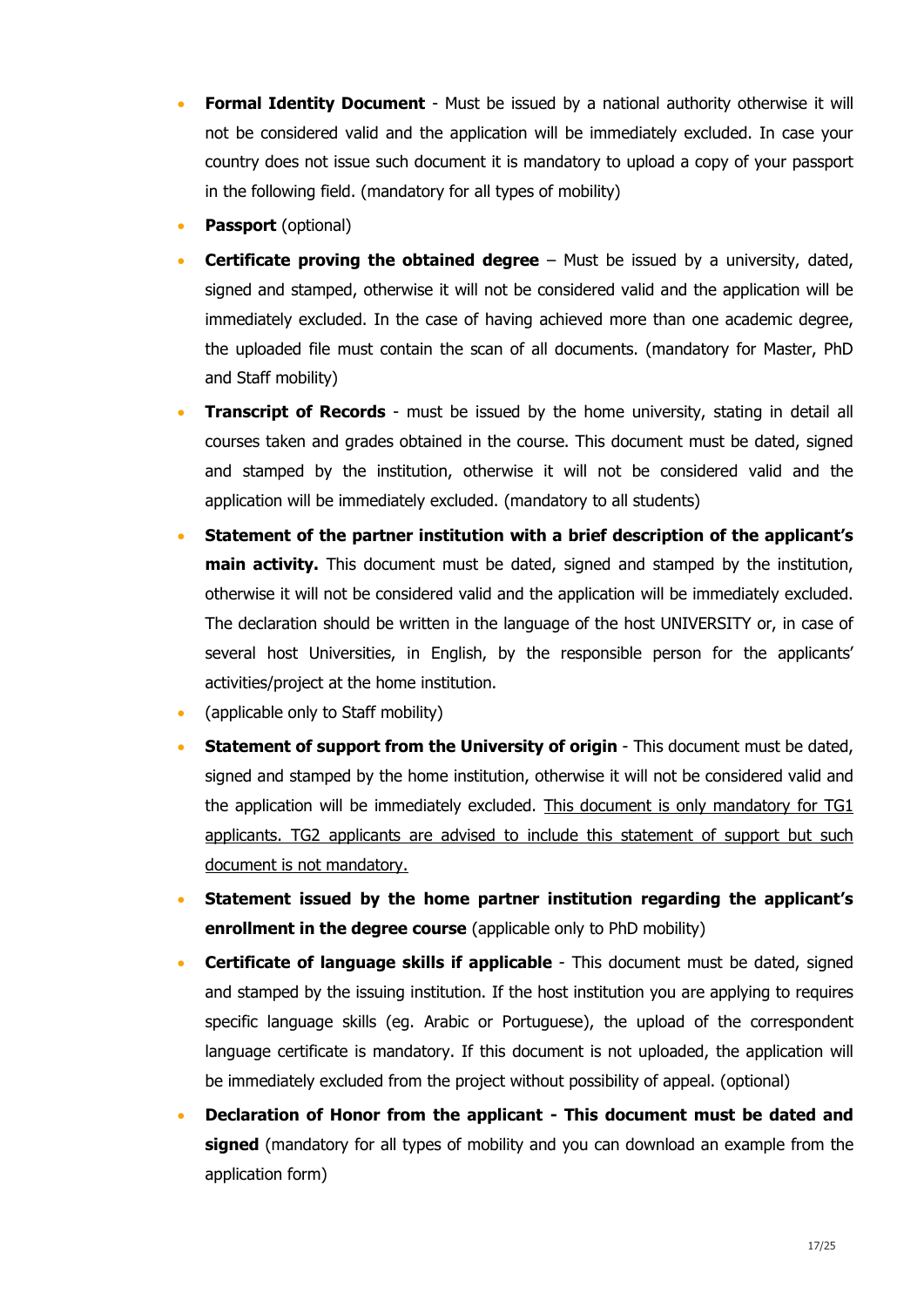- **Formal Identity Document** - Must be issued by a national authority otherwise it will not be considered valid and the application will be immediately excluded. In case your country does not issue such document it is mandatory to upload a copy of your passport in the following field. (mandatory for all types of mobility)
- **Passport** (optional)
- **Certificate proving the obtained degree** – Must be issued by a university, dated, signed and stamped, otherwise it will not be considered valid and the application will be immediately excluded. In the case of having achieved more than one academic degree, the uploaded file must contain the scan of all documents. (mandatory for Master, PhD and Staff mobility)
- **Transcript of Records** - must be issued by the home university, stating in detail all courses taken and grades obtained in the course. This document must be dated, signed and stamped by the institution, otherwise it will not be considered valid and the application will be immediately excluded. (mandatory to all students)
- **Statement of the partner institution with a brief description of the applicant's main activity.** This document must be dated, signed and stamped by the institution, otherwise it will not be considered valid and the application will be immediately excluded. The declaration should be written in the language of the host UNIVERSITY or, in case of several host Universities, in English, by the responsible person for the applicants' activities/project at the home institution.
- (applicable only to Staff mobility)
- **Statement of support from the University of origin** - This document must be dated, signed and stamped by the home institution, otherwise it will not be considered valid and the application will be immediately excluded. This document is only mandatory for TG1 applicants. TG2 applicants are advised to include this statement of support but such document is not mandatory.
- **Statement issued by the home partner institution regarding the applicant's enrollment in the degree course** (applicable only to PhD mobility)
- **Certificate of language skills if applicable** - This document must be dated, signed and stamped by the issuing institution. If the host institution you are applying to requires specific language skills (eg. Arabic or Portuguese), the upload of the correspondent language certificate is mandatory. If this document is not uploaded, the application will be immediately excluded from the project without possibility of appeal. (optional)
- **Declaration of Honor from the applicant - This document must be dated and signed** (mandatory for all types of mobility and you can download an example from the application form)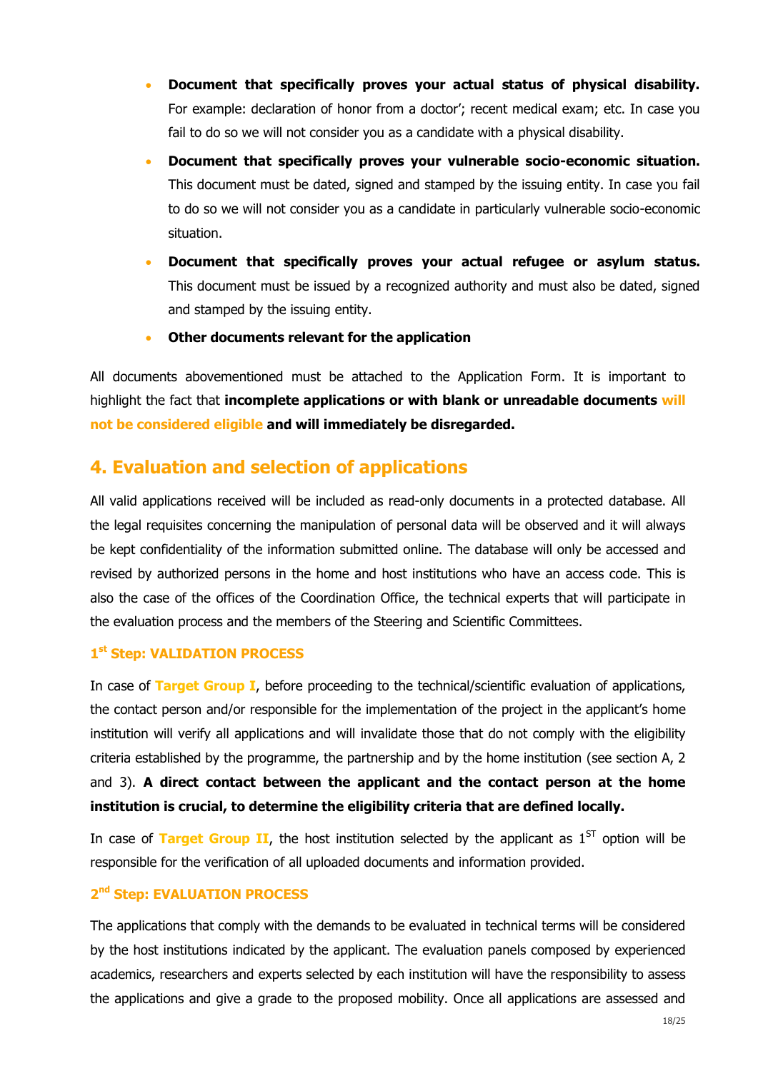- **Document that specifically proves your actual status of physical disability.** For example: declaration of honor from a doctor'; recent medical exam; etc. In case you fail to do so we will not consider you as a candidate with a physical disability.
- **Document that specifically proves your vulnerable socio-economic situation.** This document must be dated, signed and stamped by the issuing entity. In case you fail to do so we will not consider you as a candidate in particularly vulnerable socio-economic situation.
- **Document that specifically proves your actual refugee or asylum status.** This document must be issued by a recognized authority and must also be dated, signed and stamped by the issuing entity.
- **Other documents relevant for the application**

All documents abovementioned must be attached to the Application Form. It is important to highlight the fact that **incomplete applications or with blank or unreadable documents will not be considered eligible and will immediately be disregarded.**

## 4. Evaluation and selection of applications

All valid applications received will be included as read-only documents in a protected database. All the legal requisites concerning the manipulation of personal data will be observed and it will always be kept confidentiality of the information submitted online. The database will only be accessed and revised by authorized persons in the home and host institutions who have an access code. This is also the case of the offices of the Coordination Office, the technical experts that will participate in the evaluation process and the members of the Steering and Scientific Committees.

### 1st Step: VALIDATION PROCESS

In case of **Target Group I**, before proceeding to the technical/scientific evaluation of applications, the contact person and/or responsible for the implementation of the project in the applicant's home institution will verify all applications and will invalidate those that do not comply with the eligibility criteria established by the programme, the partnership and by the home institution (see section A, 2 and 3). **A direct contact between the applicant and the contact person at the home institution is crucial, to determine the eligibility criteria that are defined locally.**

In case of **Target Group II**, the host institution selected by the applicant as 1ST option will be responsible for the verification of all uploaded documents and information provided.

### 2nd Step: EVALUATION PROCESS

The applications that comply with the demands to be evaluated in technical terms will be considered by the host institutions indicated by the applicant. The evaluation panels composed by experienced academics, researchers and experts selected by each institution will have the responsibility to assess the applications and give a grade to the proposed mobility. Once all applications are assessed and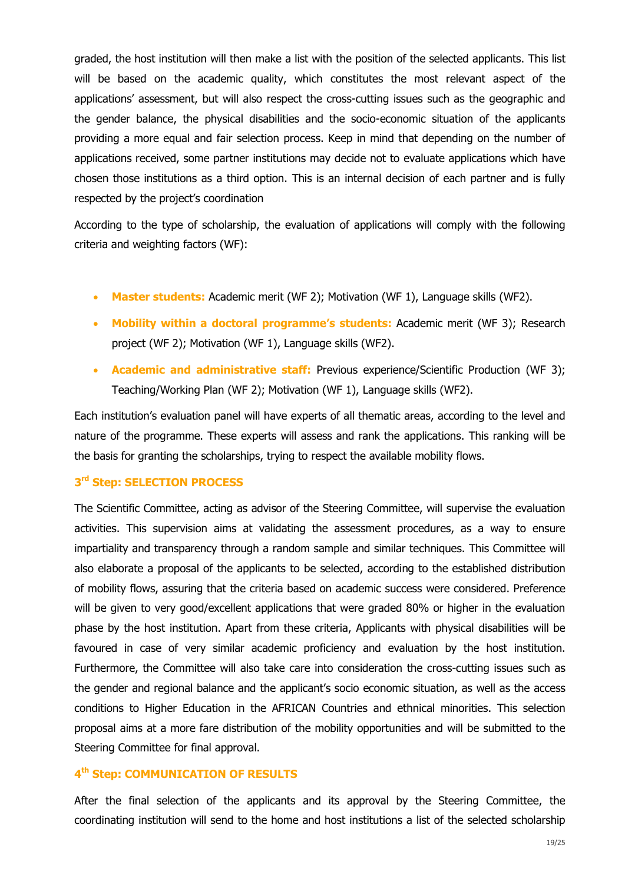graded, the host institution will then make a list with the position of the selected applicants. This list will be based on the academic quality, which constitutes the most relevant aspect of the applications' assessment, but will also respect the cross-cutting issues such as the geographic and the gender balance, the physical disabilities and the socio-economic situation of the applicants providing a more equal and fair selection process. Keep in mind that depending on the number of applications received, some partner institutions may decide not to evaluate applications which have chosen those institutions as a third option. This is an internal decision of each partner and is fully respected by the project's coordination

According to the type of scholarship, the evaluation of applications will comply with the following criteria and weighting factors (WF):

- **Master students:** Academic merit (WF 2); Motivation (WF 1), Language skills (WF2).
- **Mobility within a doctoral programme's students:** Academic merit (WF 3); Research project (WF 2); Motivation (WF 1), Language skills (WF2).
- **Academic and administrative staff:** Previous experience/Scientific Production (WF 3); Teaching/Working Plan (WF 2); Motivation (WF 1), Language skills (WF2).

Each institution's evaluation panel will have experts of all thematic areas, according to the level and nature of the programme. These experts will assess and rank the applications. This ranking will be the basis for granting the scholarships, trying to respect the available mobility flows.

### 3rd Step: SELECTION PROCESS

The Scientific Committee, acting as advisor of the Steering Committee, will supervise the evaluation activities. This supervision aims at validating the assessment procedures, as a way to ensure impartiality and transparency through a random sample and similar techniques. This Committee will also elaborate a proposal of the applicants to be selected, according to the established distribution of mobility flows, assuring that the criteria based on academic success were considered. Preference will be given to very good/excellent applications that were graded 80% or higher in the evaluation phase by the host institution. Apart from these criteria, Applicants with physical disabilities will be favoured in case of very similar academic proficiency and evaluation by the host institution. Furthermore, the Committee will also take care into consideration the cross-cutting issues such as the gender and regional balance and the applicant's socio economic situation, as well as the access conditions to Higher Education in the AFRICAN Countries and ethnical minorities. This selection proposal aims at a more fare distribution of the mobility opportunities and will be submitted to the Steering Committee for final approval.

### 4th Step: COMMUNICATION OF RESULTS

After the final selection of the applicants and its approval by the Steering Committee, the coordinating institution will send to the home and host institutions a list of the selected scholarship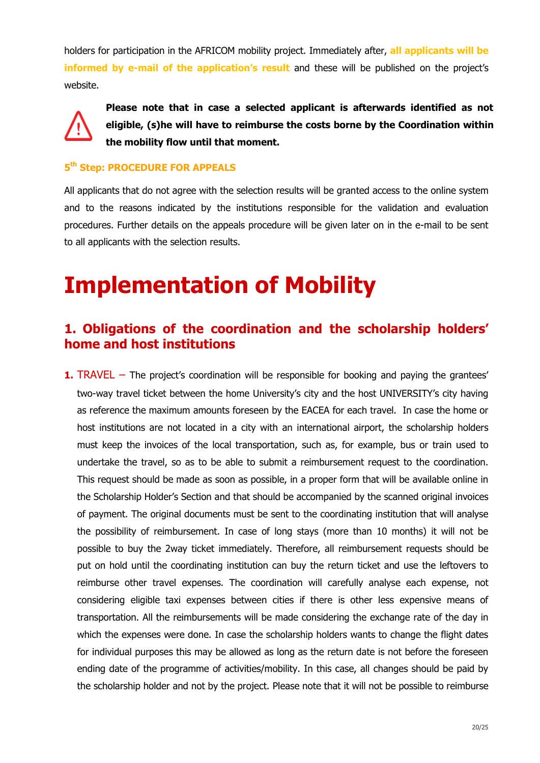holders for participation in the AFRICOM mobility project. Immediately after, **all applicants will be informed by e-mail of the application's result** and these will be published on the project's website.

**Please note that in case a selected applicant is afterwards identified as not eligible, (s)he will have to reimburse the costs borne by the Coordination within the mobility flow until that moment.**

### 5th Step: PROCEDURE FOR APPEALS

All applicants that do not agree with the selection results will be granted access to the online system and to the reasons indicated by the institutions responsible for the validation and evaluation procedures. Further details on the appeals procedure will be given later on in the e-mail to be sent to all applicants with the selection results.

# Implementation of Mobility

## 1. Obligations of the coordination and the scholarship holders' home and host institutions

1. TRAVEL – The project's coordination will be responsible for booking and paying the grantees' two-way travel ticket between the home University's city and the host UNIVERSITY's city having as reference the maximum amounts foreseen by the EACEA for each travel. In case the home or host institutions are not located in a city with an international airport, the scholarship holders must keep the invoices of the local transportation, such as, for example, bus or train used to undertake the travel, so as to be able to submit a reimbursement request to the coordination. This request should be made as soon as possible, in a proper form that will be available online in the Scholarship Holder's Section and that should be accompanied by the scanned original invoices of payment. The original documents must be sent to the coordinating institution that will analyse the possibility of reimbursement. In case of long stays (more than 10 months) it will not be possible to buy the 2way ticket immediately. Therefore, all reimbursement requests should be put on hold until the coordinating institution can buy the return ticket and use the leftovers to reimburse other travel expenses. The coordination will carefully analyse each expense, not considering eligible taxi expenses between cities if there is other less expensive means of transportation. All the reimbursements will be made considering the exchange rate of the day in which the expenses were done. In case the scholarship holders wants to change the flight dates for individual purposes this may be allowed as long as the return date is not before the foreseen ending date of the programme of activities/mobility. In this case, all changes should be paid by the scholarship holder and not by the project. Please note that it will not be possible to reimburse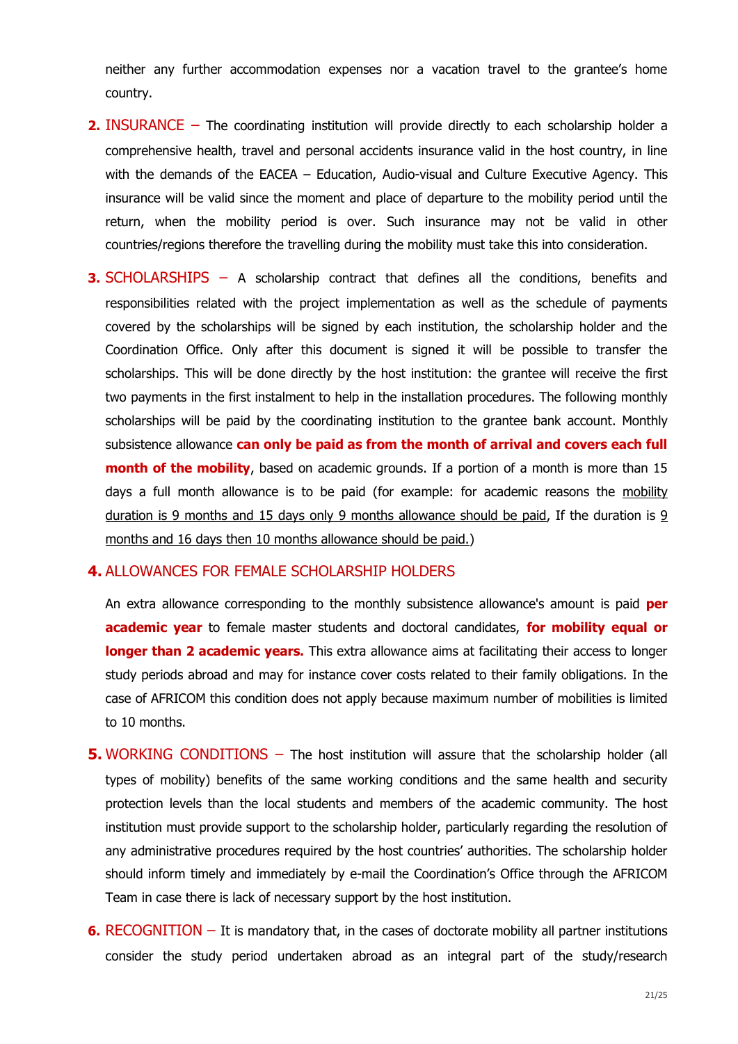neither any further accommodation expenses nor a vacation travel to the grantee's home country.

2. **INSURANCE** – The coordinating institution will provide directly to each scholarship holder a comprehensive health, travel and personal accidents insurance valid in the host country, in line with the demands of the EACEA – Education, Audio-visual and Culture Executive Agency. This insurance will be valid since the moment and place of departure to the mobility period until the return, when the mobility period is over. Such insurance may not be valid in other countries/regions therefore the travelling during the mobility must take this into consideration.

3. **SCHOLARSHIPS** – A scholarship contract that defines all the conditions, benefits and responsibilities related with the project implementation as well as the schedule of payments covered by the scholarships will be signed by each institution, the scholarship holder and the Coordination Office. Only after this document is signed it will be possible to transfer the scholarships. This will be done directly by the host institution: the grantee will receive the first two payments in the first instalment to help in the installation procedures. The following monthly scholarships will be paid by the coordinating institution to the grantee bank account. Monthly subsistence allowance **can only be paid as from the month of arrival and covers each full month of the mobility**, based on academic grounds. If a portion of a month is more than 15 days a full month allowance is to be paid (for example: for academic reasons the mobility duration is 9 months and 15 days only 9 months allowance should be paid, If the duration is 9 months and 16 days then 10 months allowance should be paid.)

4. **ALLOWANCES FOR FEMALE SCHOLARSHIP HOLDERS**

   An extra allowance corresponding to the monthly subsistence allowance's amount is paid **per academic year** to female master students and doctoral candidates, **for mobility equal or longer than 2 academic years.** This extra allowance aims at facilitating their access to longer study periods abroad and may for instance cover costs related to their family obligations. In the case of AFRICOM this condition does not apply because maximum number of mobilities is limited to 10 months.

5. **WORKING CONDITIONS** – The host institution will assure that the scholarship holder (all types of mobility) benefits of the same working conditions and the same health and security protection levels than the local students and members of the academic community. The host institution must provide support to the scholarship holder, particularly regarding the resolution of any administrative procedures required by the host countries' authorities. The scholarship holder should inform timely and immediately by e-mail the Coordination's Office through the AFRICOM Team in case there is lack of necessary support by the host institution.

6. **RECOGNITION** – It is mandatory that, in the cases of doctorate mobility all partner institutions consider the study period undertaken abroad as an integral part of the study/research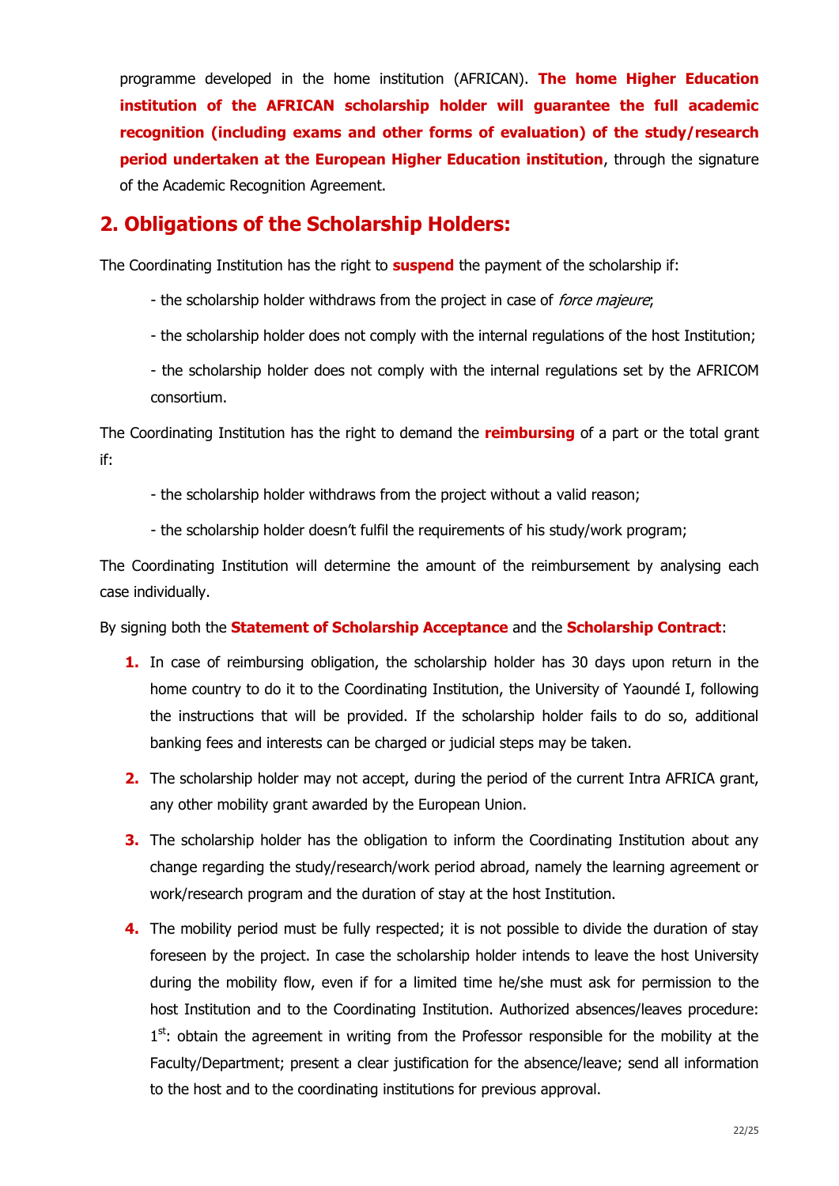programme developed in the home institution (AFRICAN). **The home Higher Education institution of the AFRICAN scholarship holder will guarantee the full academic recognition (including exams and other forms of evaluation) of the study/research period undertaken at the European Higher Education institution**, through the signature of the Academic Recognition Agreement.

## 2. Obligations of the Scholarship Holders:

The Coordinating Institution has the right to **suspend** the payment of the scholarship if:

- the scholarship holder withdraws from the project in case of *force majeure*;
- the scholarship holder does not comply with the internal regulations of the host Institution;
- the scholarship holder does not comply with the internal regulations set by the AFRICOM consortium.

The Coordinating Institution has the right to demand the **reimbursing** of a part or the total grant if:

- the scholarship holder withdraws from the project without a valid reason;
- the scholarship holder doesn't fulfil the requirements of his study/work program;

The Coordinating Institution will determine the amount of the reimbursement by analysing each case individually.

By signing both the **Statement of Scholarship Acceptance** and the **Scholarship Contract**:

1. In case of reimbursing obligation, the scholarship holder has 30 days upon return in the home country to do it to the Coordinating Institution, the University of Yaoundé I, following the instructions that will be provided. If the scholarship holder fails to do so, additional banking fees and interests can be charged or judicial steps may be taken.
2. The scholarship holder may not accept, during the period of the current Intra AFRICA grant, any other mobility grant awarded by the European Union.
3. The scholarship holder has the obligation to inform the Coordinating Institution about any change regarding the study/research/work period abroad, namely the learning agreement or work/research program and the duration of stay at the host Institution.
4. The mobility period must be fully respected; it is not possible to divide the duration of stay foreseen by the project. In case the scholarship holder intends to leave the host University during the mobility flow, even if for a limited time he/she must ask for permission to the host Institution and to the Coordinating Institution. Authorized absences/leaves procedure: 1st: obtain the agreement in writing from the Professor responsible for the mobility at the Faculty/Department; present a clear justification for the absence/leave; send all information to the host and to the coordinating institutions for previous approval.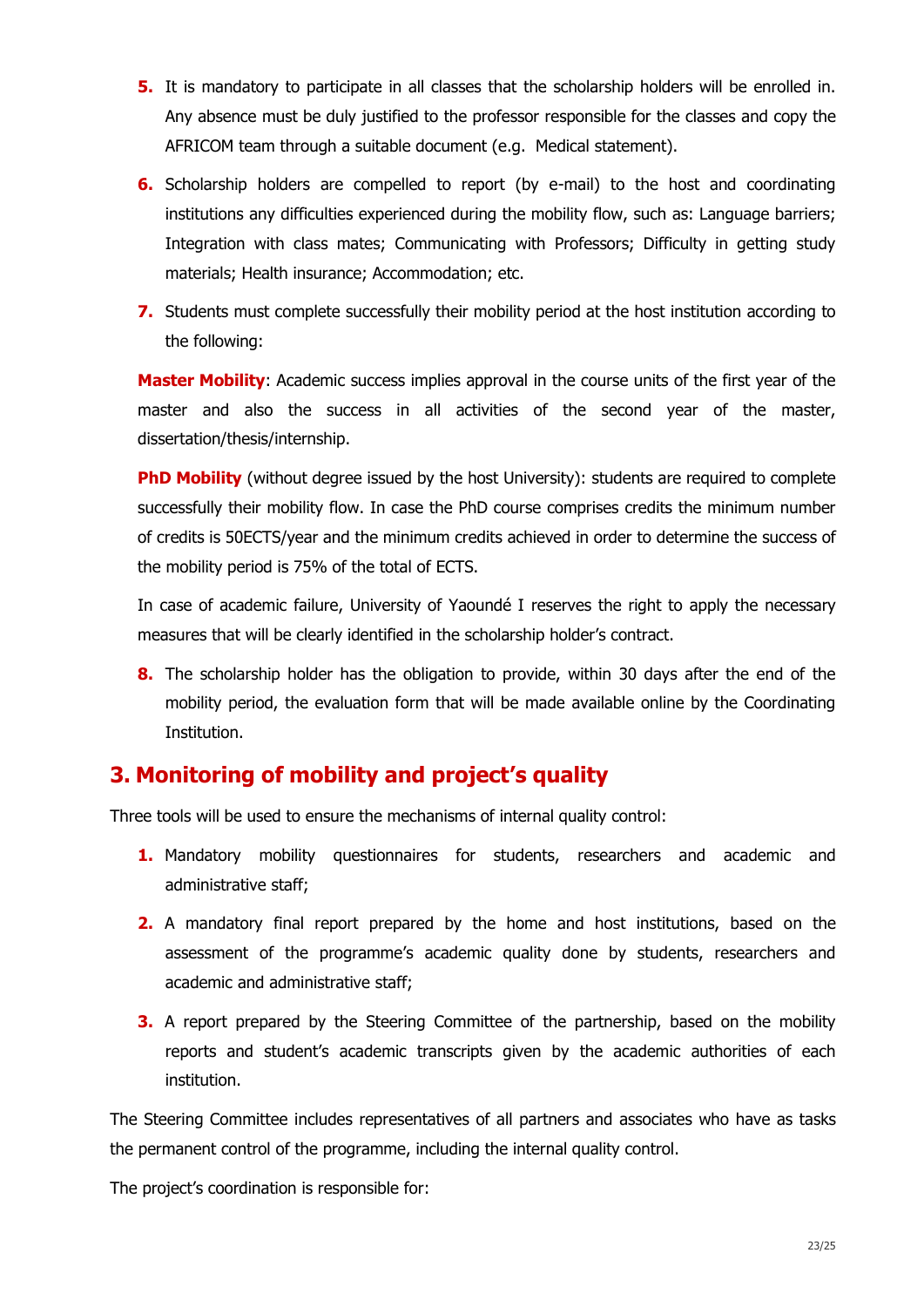5. It is mandatory to participate in all classes that the scholarship holders will be enrolled in. Any absence must be duly justified to the professor responsible for the classes and copy the AFRICOM team through a suitable document (e.g. Medical statement).

6. Scholarship holders are compelled to report (by e-mail) to the host and coordinating institutions any difficulties experienced during the mobility flow, such as: Language barriers; Integration with class mates; Communicating with Professors; Difficulty in getting study materials; Health insurance; Accommodation; etc.

7. Students must complete successfully their mobility period at the host institution according to the following:

**Master Mobility**: Academic success implies approval in the course units of the first year of the master and also the success in all activities of the second year of the master, dissertation/thesis/internship.

**PhD Mobility** (without degree issued by the host University): students are required to complete successfully their mobility flow. In case the PhD course comprises credits the minimum number of credits is 50ECTS/year and the minimum credits achieved in order to determine the success of the mobility period is 75% of the total of ECTS.

In case of academic failure, University of Yaoundé I reserves the right to apply the necessary measures that will be clearly identified in the scholarship holder's contract.

8. The scholarship holder has the obligation to provide, within 30 days after the end of the mobility period, the evaluation form that will be made available online by the Coordinating Institution.

## 3. Monitoring of mobility and project's quality

Three tools will be used to ensure the mechanisms of internal quality control:

1. Mandatory mobility questionnaires for students, researchers and academic and administrative staff;
2. A mandatory final report prepared by the home and host institutions, based on the assessment of the programme's academic quality done by students, researchers and academic and administrative staff;
3. A report prepared by the Steering Committee of the partnership, based on the mobility reports and student's academic transcripts given by the academic authorities of each institution.

The Steering Committee includes representatives of all partners and associates who have as tasks the permanent control of the programme, including the internal quality control.

The project's coordination is responsible for: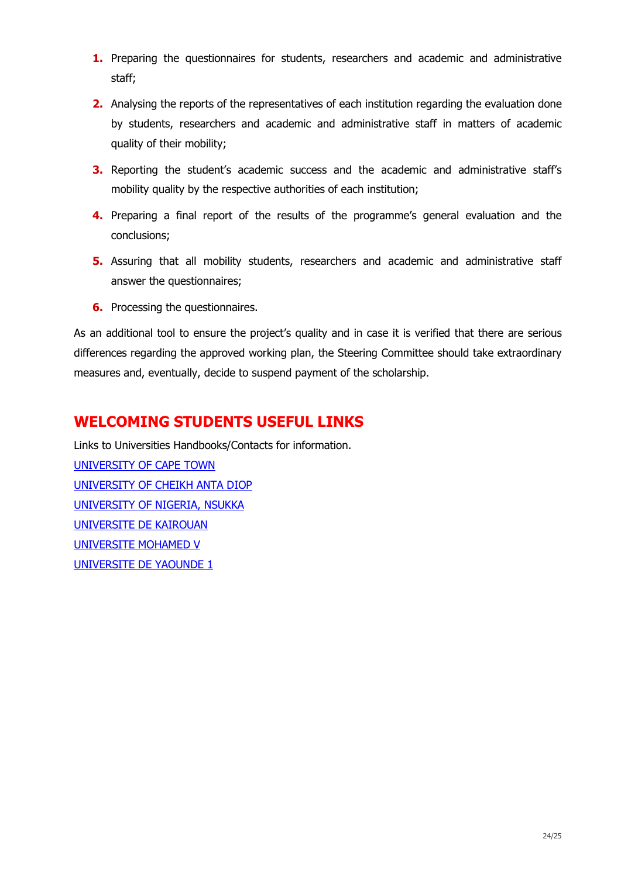1. Preparing the questionnaires for students, researchers and academic and administrative staff;
2. Analysing the reports of the representatives of each institution regarding the evaluation done by students, researchers and academic and administrative staff in matters of academic quality of their mobility;
3. Reporting the student's academic success and the academic and administrative staff's mobility quality by the respective authorities of each institution;
4. Preparing a final report of the results of the programme's general evaluation and the conclusions;
5. Assuring that all mobility students, researchers and academic and administrative staff answer the questionnaires;
6. Processing the questionnaires.

As an additional tool to ensure the project's quality and in case it is verified that there are serious differences regarding the approved working plan, the Steering Committee should take extraordinary measures and, eventually, decide to suspend payment of the scholarship.

## WELCOMING STUDENTS USEFUL LINKS

Links to Universities Handbooks/Contacts for information.

UNIVERSITY OF CAPE TOWN

UNIVERSITY OF CHEIKH ANTA DIOP

UNIVERSITY OF NIGERIA, NSUKKA

UNIVERSITE DE KAIROUAN

UNIVERSITE MOHAMED V

UNIVERSITE DE YAOUNDE 1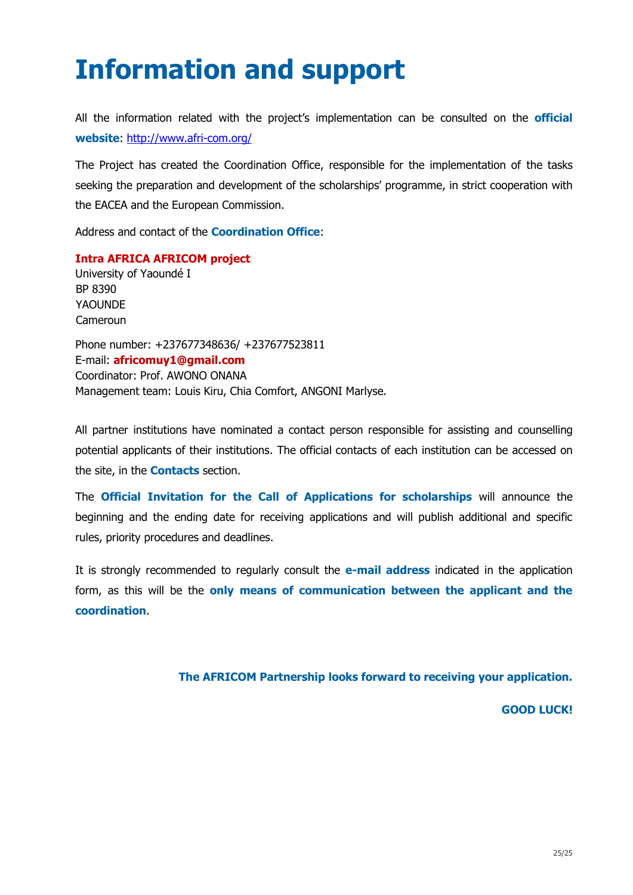# Information and support

All the information related with the project's implementation can be consulted on the **official website**: http://www.afri-com.org/

The Project has created the Coordination Office, responsible for the implementation of the tasks seeking the preparation and development of the scholarships' programme, in strict cooperation with the EACEA and the European Commission.

Address and contact of the **Coordination Office**:

**Intra AFRICA AFRICOM project**
University of Yaoundé I
BP 8390
YAOUNDE
Cameroun

Phone number: +237677348636/ +237677523811
E-mail: **africomuy1@gmail.com**
Coordinator: Prof. AWONO ONANA
Management team: Louis Kiru, Chia Comfort, ANGONI Marlyse.

All partner institutions have nominated a contact person responsible for assisting and counselling potential applicants of their institutions. The official contacts of each institution can be accessed on the site, in the **Contacts** section.

The **Official Invitation for the Call of Applications for scholarships** will announce the beginning and the ending date for receiving applications and will publish additional and specific rules, priority procedures and deadlines.

It is strongly recommended to regularly consult the **e-mail address** indicated in the application form, as this will be the **only means of communication between the applicant and the coordination**.

**The AFRICOM Partnership looks forward to receiving your application.**

**GOOD LUCK!**